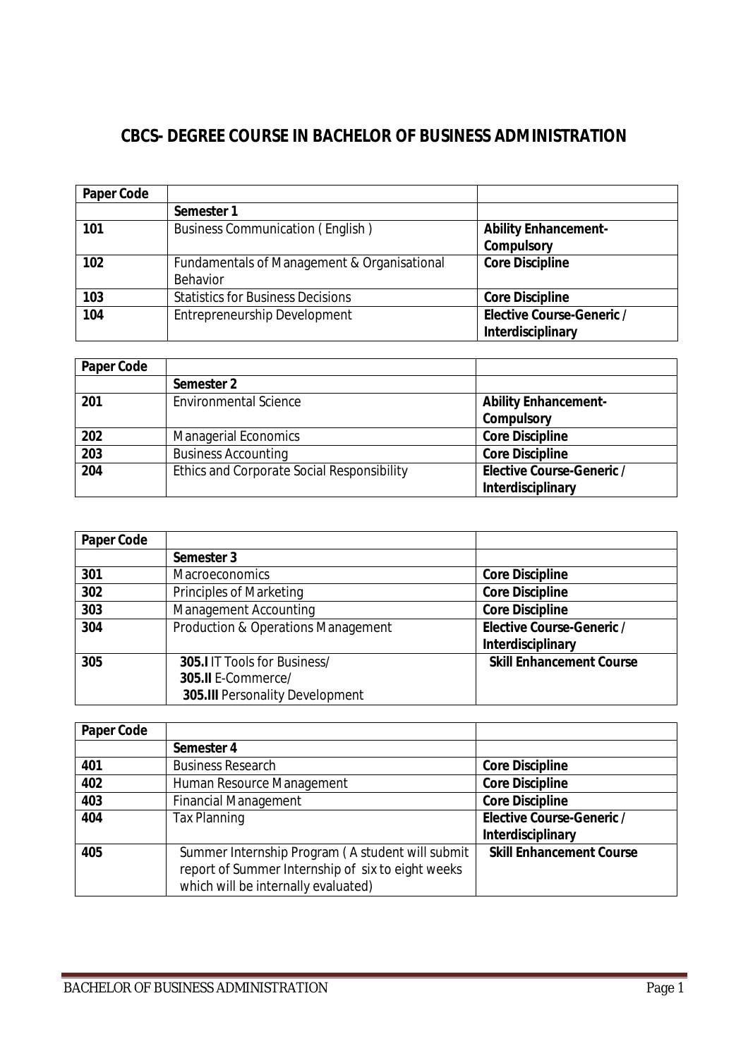# CBCS- DEGREE COURSE IN BACHELOR OF BUSINESS ADMINISTRATION

| Paper Code | | |
|---|---|---|
| | **Semester 1** | |
| **101** | Business Communication ( English ) | **Ability Enhancement-Compulsory** |
| **102** | Fundamentals of Management & Organisational Behavior | **Core Discipline** |
| **103** | Statistics for Business Decisions | **Core Discipline** |
| **104** | Entrepreneurship Development | **Elective Course-Generic / Interdisciplinary** |

| Paper Code | | |
|---|---|---|
| | **Semester 2** | |
| **201** | Environmental Science | **Ability Enhancement-Compulsory** |
| **202** | Managerial Economics | **Core Discipline** |
| **203** | Business Accounting | **Core Discipline** |
| **204** | Ethics and Corporate Social Responsibility | **Elective Course-Generic / Interdisciplinary** |

| Paper Code | | |
|---|---|---|
| | **Semester 3** | |
| **301** | Macroeconomics | **Core Discipline** |
| **302** | Principles of Marketing | **Core Discipline** |
| **303** | Management Accounting | **Core Discipline** |
| **304** | Production & Operations Management | **Elective Course-Generic / Interdisciplinary** |
| **305** | **305.I** IT Tools for Business/ **305.II** E-Commerce/ **305.III** Personality Development | **Skill Enhancement Course** |

| Paper Code | | |
|---|---|---|
| | **Semester 4** | |
| **401** | Business Research | **Core Discipline** |
| **402** | Human Resource Management | **Core Discipline** |
| **403** | Financial Management | **Core Discipline** |
| **404** | Tax Planning | **Elective Course-Generic / Interdisciplinary** |
| **405** | Summer Internship Program ( A student will submit report of Summer Internship of six to eight weeks which will be internally evaluated) | **Skill Enhancement Course** |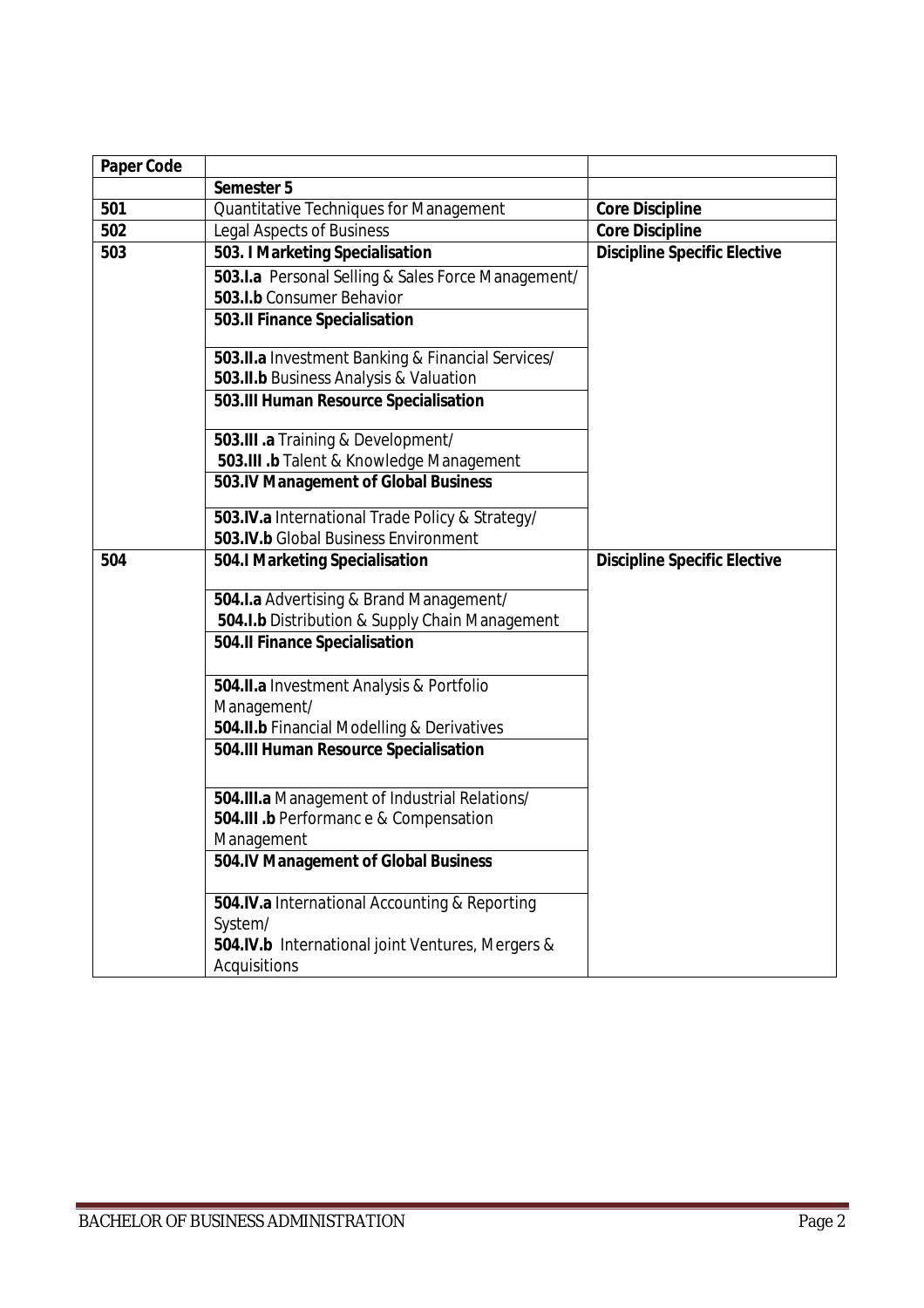| Paper Code | | |
|---|---|---|
| | **Semester 5** | |
| **501** | Quantitative Techniques for Management | **Core Discipline** |
| **502** | Legal Aspects of Business | **Core Discipline** |
| **503** | **503. I Marketing Specialisation** | **Discipline Specific Elective** |
| | **503.I.a** Personal Selling & Sales Force Management/ **503.I.b** Consumer Behavior | |
| | **503.II Finance Specialisation** | |
| | **503.II.a** Investment Banking & Financial Services/ **503.II.b** Business Analysis & Valuation | |
| | **503.III Human Resource Specialisation** | |
| | **503.III .a** Training & Development/ **503.III .b** Talent & Knowledge Management | |
| | **503.IV Management of Global Business** | |
| | **503.IV.a** International Trade Policy & Strategy/ **503.IV.b** Global Business Environment | |
| **504** | **504.I Marketing Specialisation** | **Discipline Specific Elective** |
| | **504.I.a** Advertising & Brand Management/ **504.I.b** Distribution & Supply Chain Management | |
| | **504.II Finance Specialisation** | |
| | **504.II.a** Investment Analysis & Portfolio Management/ **504.II.b** Financial Modelling & Derivatives | |
| | **504.III Human Resource Specialisation** | |
| | **504.III.a** Management of Industrial Relations/ **504.III .b** Performanc e & Compensation Management | |
| | **504.IV Management of Global Business** | |
| | **504.IV.a** International Accounting & Reporting System/ **504.IV.b** International joint Ventures, Mergers & Acquisitions | |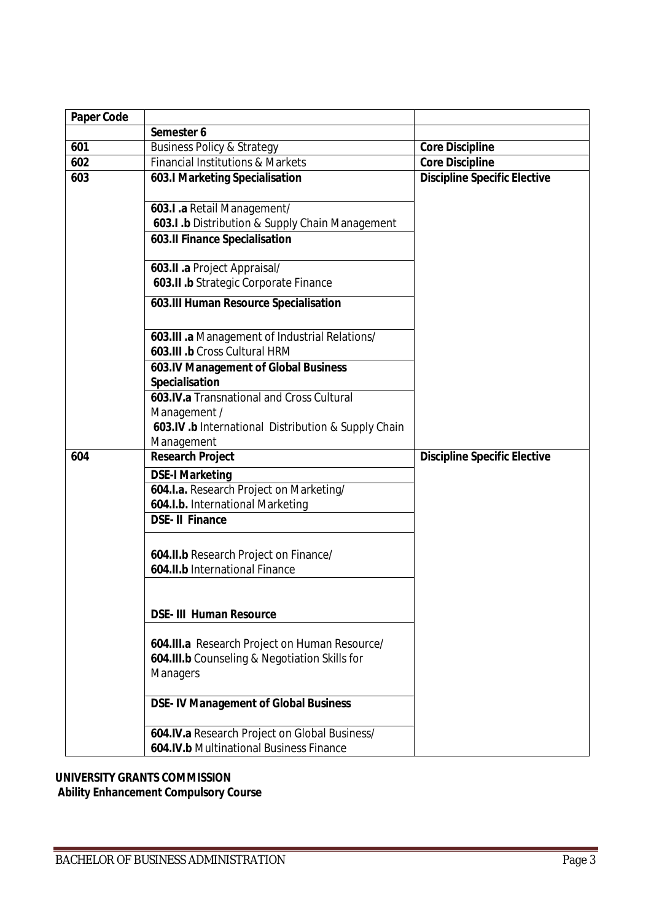| Paper Code | | |
|---|---|---|
| | **Semester 6** | |
| **601** | Business Policy & Strategy | **Core Discipline** |
| **602** | Financial Institutions & Markets | **Core Discipline** |
| **603** | **603.I Marketing Specialisation** | **Discipline Specific Elective** |
| | **603.I .a** Retail Management/ **603.I .b** Distribution & Supply Chain Management | |
| | **603.II Finance Specialisation** | |
| | **603.II .a** Project Appraisal/ **603.II .b** Strategic Corporate Finance | |
| | **603.III Human Resource Specialisation** | |
| | **603.III .a** Management of Industrial Relations/ **603.III .b** Cross Cultural HRM | |
| | **603.IV Management of Global Business Specialisation** | |
| | **603.IV.a** Transnational and Cross Cultural Management / **603.IV .b** International Distribution & Supply Chain Management | |
| **604** | **Research Project** | **Discipline Specific Elective** |
| | **DSE-I Marketing** | |
| | **604.I.a.** Research Project on Marketing/ **604.I.b.** International Marketing | |
| | **DSE- II Finance** | |
| | **604.II.b** Research Project on Finance/ **604.II.b** International Finance | |
| | **DSE- III Human Resource** | |
| | **604.III.a** Research Project on Human Resource/ **604.III.b** Counseling & Negotiation Skills for Managers | |
| | **DSE- IV Management of Global Business** | |
| | **604.IV.a** Research Project on Global Business/ **604.IV.b** Multinational Business Finance | |

**UNIVERSITY GRANTS COMMISSION**

**Ability Enhancement Compulsory Course**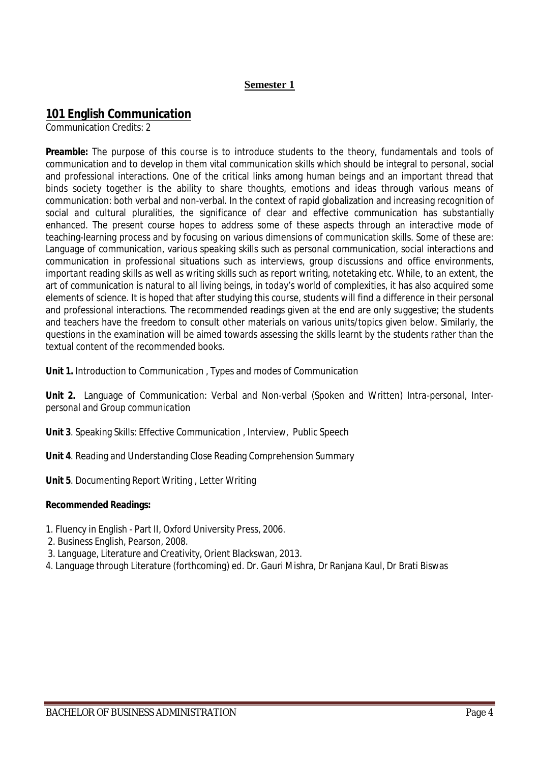## Semester 1

## 101 English Communication

Communication Credits: 2

**Preamble:** The purpose of this course is to introduce students to the theory, fundamentals and tools of communication and to develop in them vital communication skills which should be integral to personal, social and professional interactions. One of the critical links among human beings and an important thread that binds society together is the ability to share thoughts, emotions and ideas through various means of communication: both verbal and non-verbal. In the context of rapid globalization and increasing recognition of social and cultural pluralities, the significance of clear and effective communication has substantially enhanced. The present course hopes to address some of these aspects through an interactive mode of teaching-learning process and by focusing on various dimensions of communication skills. Some of these are: Language of communication, various speaking skills such as personal communication, social interactions and communication in professional situations such as interviews, group discussions and office environments, important reading skills as well as writing skills such as report writing, notetaking etc. While, to an extent, the art of communication is natural to all living beings, in today's world of complexities, it has also acquired some elements of science. It is hoped that after studying this course, students will find a difference in their personal and professional interactions. The recommended readings given at the end are only suggestive; the students and teachers have the freedom to consult other materials on various units/topics given below. Similarly, the questions in the examination will be aimed towards assessing the skills learnt by the students rather than the textual content of the recommended books.

**Unit 1.** Introduction to Communication , Types and modes of Communication

**Unit 2.** Language of Communication: Verbal and Non-verbal (Spoken and Written) Intra-personal, Inter-personal and Group communication

**Unit 3**. Speaking Skills: Effective Communication , Interview, Public Speech

**Unit 4**. Reading and Understanding Close Reading Comprehension Summary

**Unit 5**. Documenting Report Writing , Letter Writing

**Recommended Readings:**

1. Fluency in English - Part II, Oxford University Press, 2006.
2. Business English, Pearson, 2008.
3. Language, Literature and Creativity, Orient Blackswan, 2013.
4. Language through Literature (forthcoming) ed. Dr. Gauri Mishra, Dr Ranjana Kaul, Dr Brati Biswas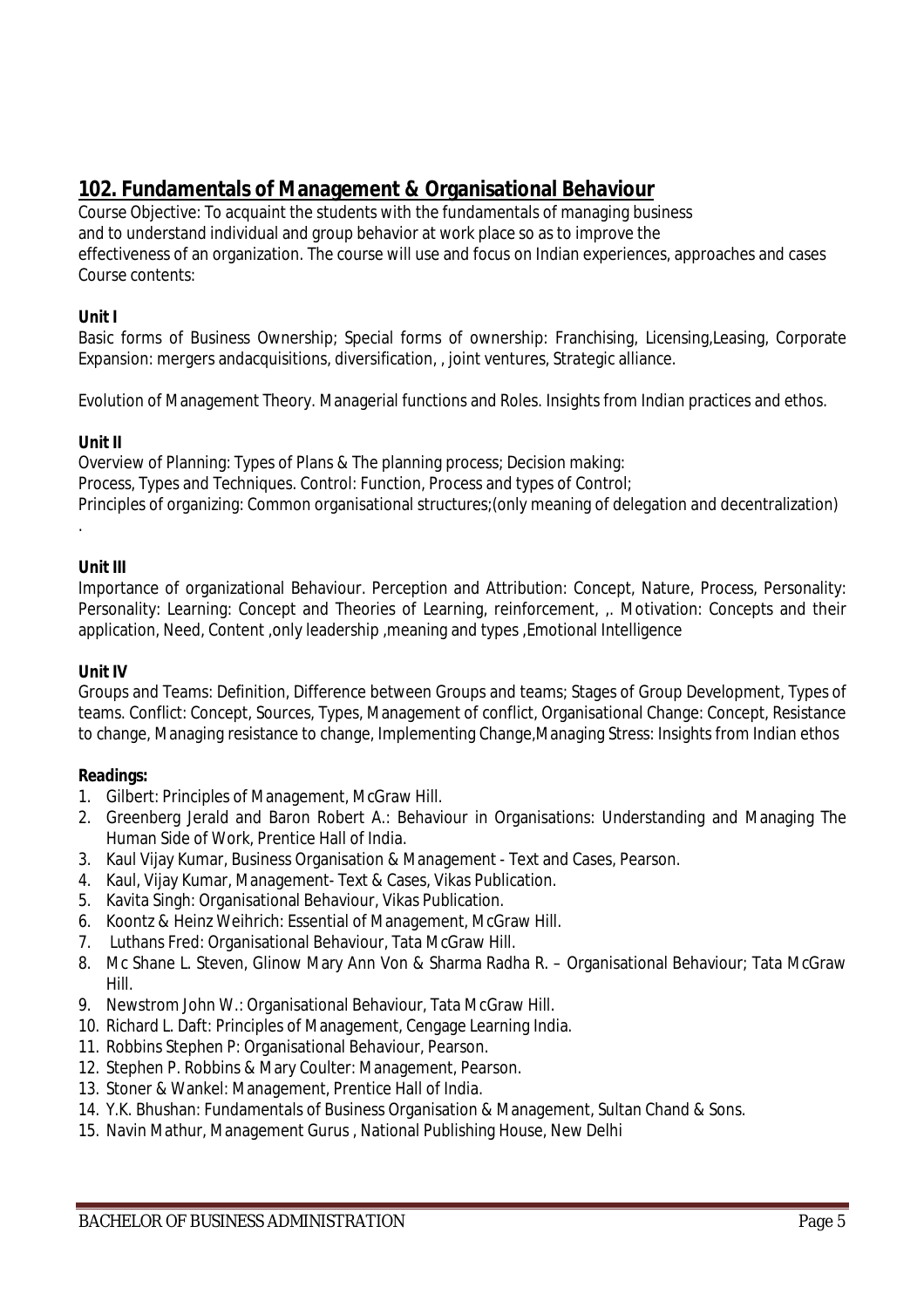## 102. Fundamentals of Management & Organisational Behaviour

Course Objective: To acquaint the students with the fundamentals of managing business and to understand individual and group behavior at work place so as to improve the effectiveness of an organization. The course will use and focus on Indian experiences, approaches and cases
Course contents:

**Unit I**

Basic forms of Business Ownership; Special forms of ownership: Franchising, Licensing,Leasing, Corporate Expansion: mergers andacquisitions, diversification, , joint ventures, Strategic alliance.

Evolution of Management Theory. Managerial functions and Roles. Insights from Indian practices and ethos.

**Unit II**

Overview of Planning: Types of Plans & The planning process; Decision making:
Process, Types and Techniques. Control: Function, Process and types of Control;
Principles of organizing: Common organisational structures;(only meaning of delegation and decentralization)
.

**Unit III**

Importance of organizational Behaviour. Perception and Attribution: Concept, Nature, Process, Personality: Personality: Learning: Concept and Theories of Learning, reinforcement, ,. Motivation: Concepts and their application, Need, Content ,only leadership ,meaning and types ,Emotional Intelligence

**Unit IV**

Groups and Teams: Definition, Difference between Groups and teams; Stages of Group Development, Types of teams. Conflict: Concept, Sources, Types, Management of conflict, Organisational Change: Concept, Resistance to change, Managing resistance to change, Implementing Change,Managing Stress: Insights from Indian ethos

**Readings:**

1. Gilbert: Principles of Management, McGraw Hill.
2. Greenberg Jerald and Baron Robert A.: Behaviour in Organisations: Understanding and Managing The Human Side of Work, Prentice Hall of India.
3. Kaul Vijay Kumar, Business Organisation & Management - Text and Cases, Pearson.
4. Kaul, Vijay Kumar, Management- Text & Cases, Vikas Publication.
5. Kavita Singh: Organisational Behaviour, Vikas Publication.
6. Koontz & Heinz Weihrich: Essential of Management, McGraw Hill.
7. Luthans Fred: Organisational Behaviour, Tata McGraw Hill.
8. Mc Shane L. Steven, Glinow Mary Ann Von & Sharma Radha R. – Organisational Behaviour; Tata McGraw Hill.
9. Newstrom John W.: Organisational Behaviour, Tata McGraw Hill.
10. Richard L. Daft: Principles of Management, Cengage Learning India.
11. Robbins Stephen P: Organisational Behaviour, Pearson.
12. Stephen P. Robbins & Mary Coulter: Management, Pearson.
13. Stoner & Wankel: Management, Prentice Hall of India.
14. Y.K. Bhushan: Fundamentals of Business Organisation & Management, Sultan Chand & Sons.
15. Navin Mathur, Management Gurus , National Publishing House, New Delhi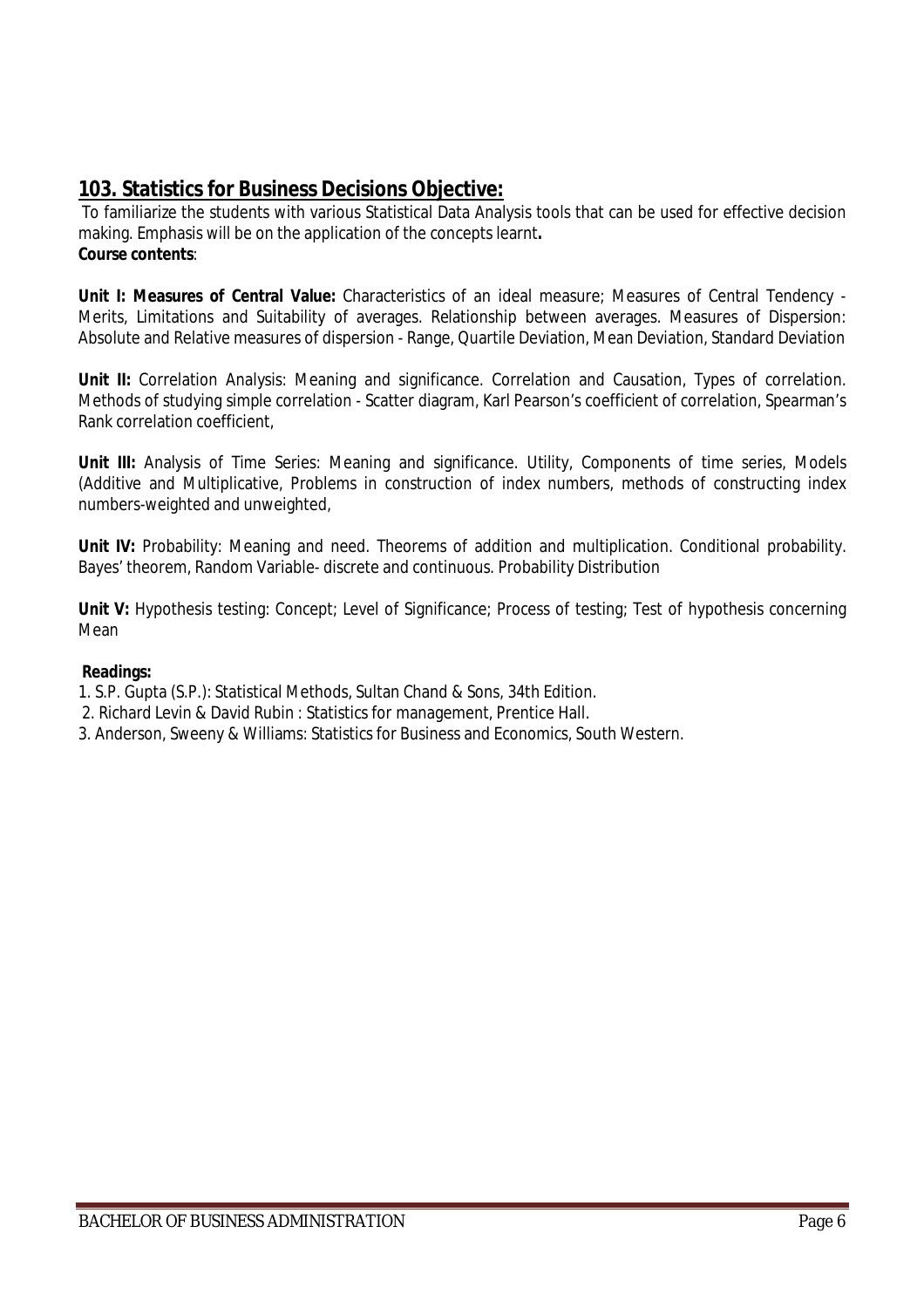## 103. Statistics for Business Decisions Objective:

To familiarize the students with various Statistical Data Analysis tools that can be used for effective decision making. Emphasis will be on the application of the concepts learnt**.**

**Course contents**:

**Unit I: Measures of Central Value:** Characteristics of an ideal measure; Measures of Central Tendency - Merits, Limitations and Suitability of averages. Relationship between averages. Measures of Dispersion: Absolute and Relative measures of dispersion - Range, Quartile Deviation, Mean Deviation, Standard Deviation

**Unit II:** Correlation Analysis: Meaning and significance. Correlation and Causation, Types of correlation. Methods of studying simple correlation - Scatter diagram, Karl Pearson's coefficient of correlation, Spearman's Rank correlation coefficient,

**Unit III:** Analysis of Time Series: Meaning and significance. Utility, Components of time series, Models (Additive and Multiplicative, Problems in construction of index numbers, methods of constructing index numbers-weighted and unweighted,

**Unit IV:** Probability: Meaning and need. Theorems of addition and multiplication. Conditional probability. Bayes' theorem, Random Variable- discrete and continuous. Probability Distribution

**Unit V:** Hypothesis testing: Concept; Level of Significance; Process of testing; Test of hypothesis concerning Mean

**Readings:**

1. S.P. Gupta (S.P.): Statistical Methods, Sultan Chand & Sons, 34th Edition.
2. Richard Levin & David Rubin : Statistics for management, Prentice Hall.
3. Anderson, Sweeny & Williams: Statistics for Business and Economics, South Western.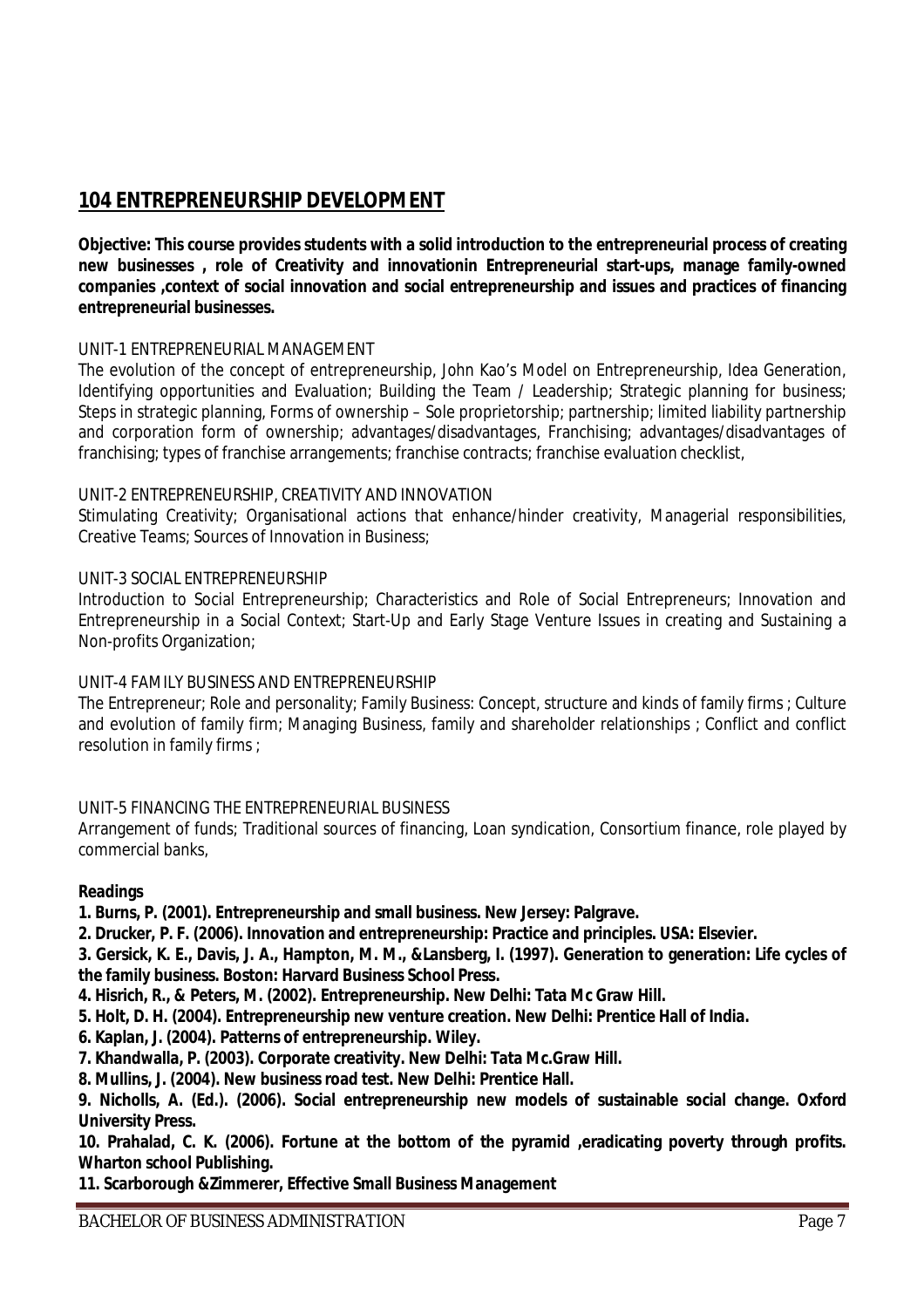## 104 ENTREPRENEURSHIP DEVELOPMENT

**Objective: This course provides students with a solid introduction to the entrepreneurial process of creating new businesses , role of Creativity and innovationin Entrepreneurial start-ups, manage family-owned companies ,context of social innovation and social entrepreneurship and issues and practices of financing entrepreneurial businesses.**

UNIT-1 ENTREPRENEURIAL MANAGEMENT

The evolution of the concept of entrepreneurship, John Kao's Model on Entrepreneurship, Idea Generation, Identifying opportunities and Evaluation; Building the Team / Leadership; Strategic planning for business; Steps in strategic planning, Forms of ownership – Sole proprietorship; partnership; limited liability partnership and corporation form of ownership; advantages/disadvantages, Franchising; advantages/disadvantages of franchising; types of franchise arrangements; franchise contracts; franchise evaluation checklist,

UNIT-2 ENTREPRENEURSHIP, CREATIVITY AND INNOVATION

Stimulating Creativity; Organisational actions that enhance/hinder creativity, Managerial responsibilities, Creative Teams; Sources of Innovation in Business;

UNIT-3 SOCIAL ENTREPRENEURSHIP

Introduction to Social Entrepreneurship; Characteristics and Role of Social Entrepreneurs; Innovation and Entrepreneurship in a Social Context; Start-Up and Early Stage Venture Issues in creating and Sustaining a Non-profits Organization;

UNIT-4 FAMILY BUSINESS AND ENTREPRENEURSHIP

The Entrepreneur; Role and personality; Family Business: Concept, structure and kinds of family firms ; Culture and evolution of family firm; Managing Business, family and shareholder relationships ; Conflict and conflict resolution in family firms ;

UNIT-5 FINANCING THE ENTREPRENEURIAL BUSINESS

Arrangement of funds; Traditional sources of financing, Loan syndication, Consortium finance, role played by commercial banks,

**Readings**

**1. Burns, P. (2001). Entrepreneurship and small business. New Jersey: Palgrave.**

**2. Drucker, P. F. (2006). Innovation and entrepreneurship: Practice and principles. USA: Elsevier.**

**3. Gersick, K. E., Davis, J. A., Hampton, M. M., &Lansberg, I. (1997). Generation to generation: Life cycles of the family business. Boston: Harvard Business School Press.**

**4. Hisrich, R., & Peters, M. (2002). Entrepreneurship. New Delhi: Tata Mc Graw Hill.**

**5. Holt, D. H. (2004). Entrepreneurship new venture creation. New Delhi: Prentice Hall of India.**

**6. Kaplan, J. (2004). Patterns of entrepreneurship. Wiley.**

**7. Khandwalla, P. (2003). Corporate creativity. New Delhi: Tata Mc.Graw Hill.**

**8. Mullins, J. (2004). New business road test. New Delhi: Prentice Hall.**

**9. Nicholls, A. (Ed.). (2006). Social entrepreneurship new models of sustainable social change. Oxford University Press.**

**10. Prahalad, C. K. (2006). Fortune at the bottom of the pyramid ,eradicating poverty through profits. Wharton school Publishing.**

**11. Scarborough &Zimmerer, Effective Small Business Management**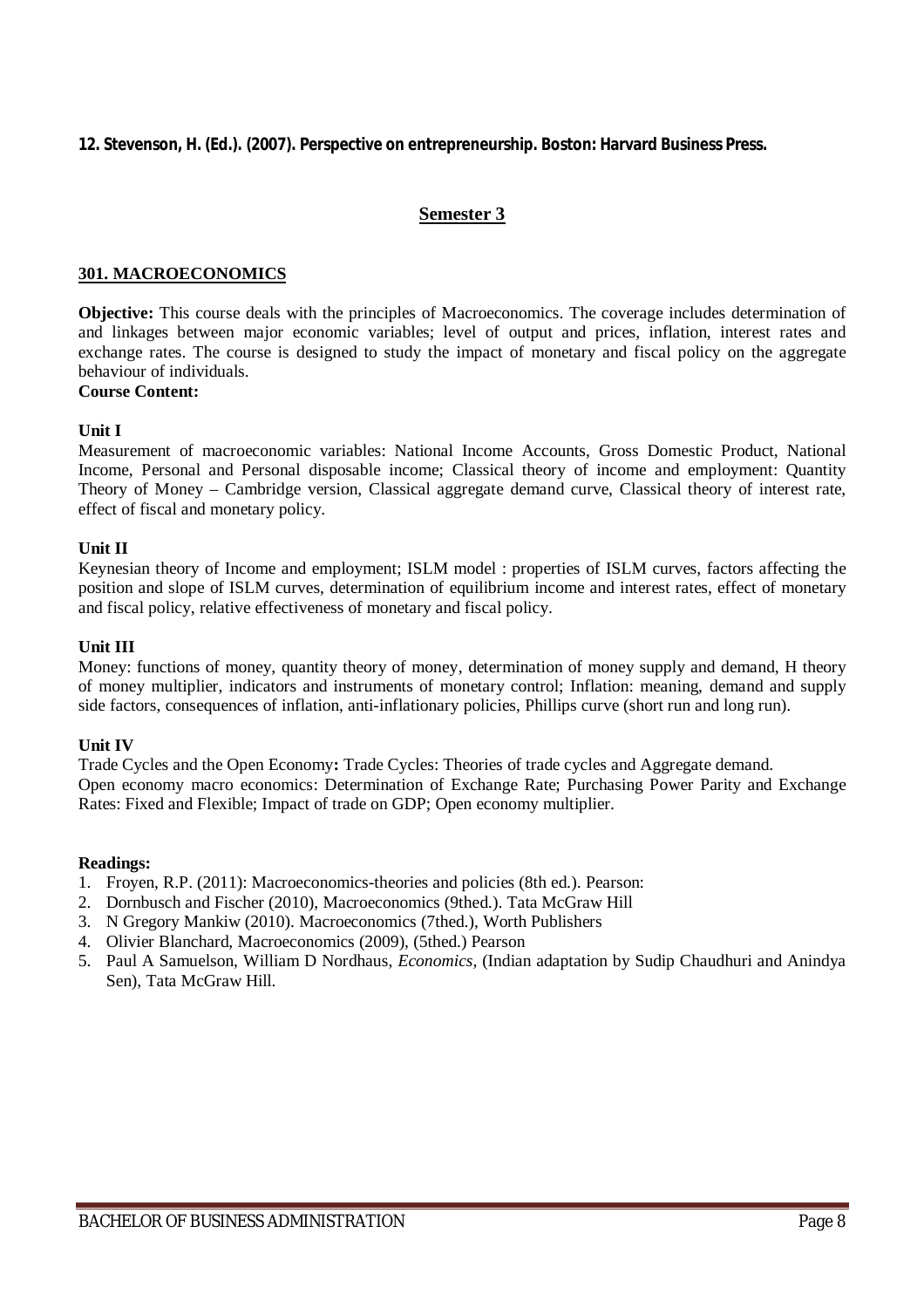**12. Stevenson, H. (Ed.). (2007). Perspective on entrepreneurship. Boston: Harvard Business Press.**

## Semester 3

### 301. MACROECONOMICS

**Objective:** This course deals with the principles of Macroeconomics. The coverage includes determination of and linkages between major economic variables; level of output and prices, inflation, interest rates and exchange rates. The course is designed to study the impact of monetary and fiscal policy on the aggregate behaviour of individuals.

**Course Content:**

**Unit I**

Measurement of macroeconomic variables: National Income Accounts, Gross Domestic Product, National Income, Personal and Personal disposable income; Classical theory of income and employment: Quantity Theory of Money – Cambridge version, Classical aggregate demand curve, Classical theory of interest rate, effect of fiscal and monetary policy.

**Unit II**

Keynesian theory of Income and employment; ISLM model : properties of ISLM curves, factors affecting the position and slope of ISLM curves, determination of equilibrium income and interest rates, effect of monetary and fiscal policy, relative effectiveness of monetary and fiscal policy.

**Unit III**

Money: functions of money, quantity theory of money, determination of money supply and demand, H theory of money multiplier, indicators and instruments of monetary control; Inflation: meaning, demand and supply side factors, consequences of inflation, anti-inflationary policies, Phillips curve (short run and long run).

**Unit IV**

Trade Cycles and the Open Economy**:** Trade Cycles: Theories of trade cycles and Aggregate demand.
Open economy macro economics: Determination of Exchange Rate; Purchasing Power Parity and Exchange Rates: Fixed and Flexible; Impact of trade on GDP; Open economy multiplier.

**Readings:**

1. Froyen, R.P. (2011): Macroeconomics-theories and policies (8th ed.). Pearson:
2. Dornbusch and Fischer (2010), Macroeconomics (9thed.). Tata McGraw Hill
3. N Gregory Mankiw (2010). Macroeconomics (7thed.), Worth Publishers
4. Olivier Blanchard, Macroeconomics (2009), (5thed.) Pearson
5. Paul A Samuelson, William D Nordhaus, *Economics,* (Indian adaptation by Sudip Chaudhuri and Anindya Sen), Tata McGraw Hill.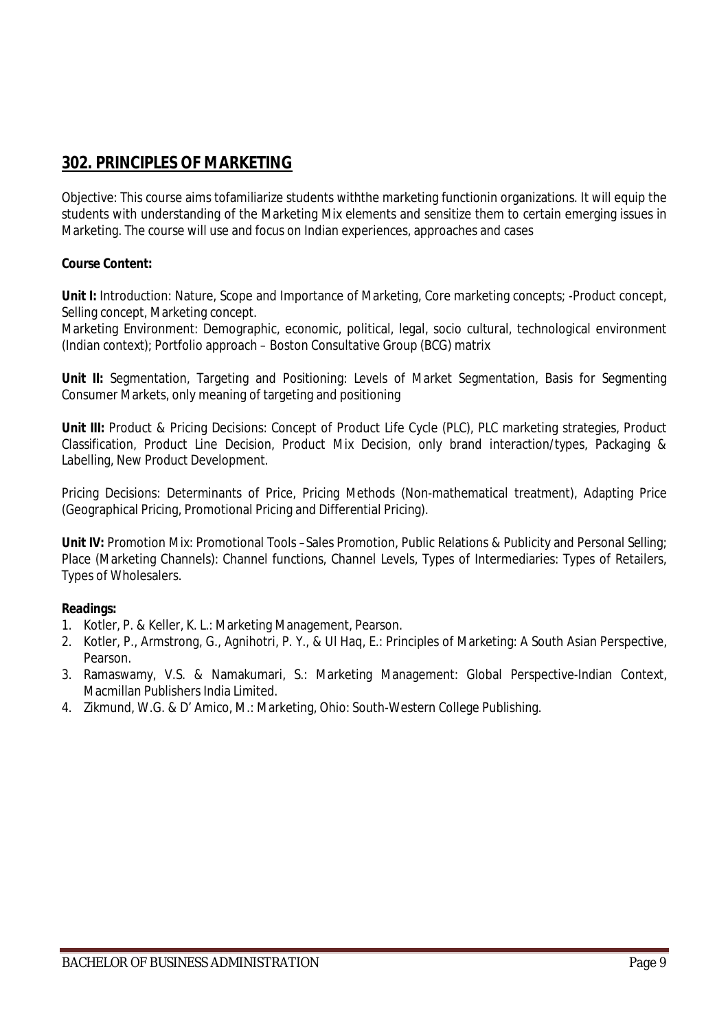## 302. PRINCIPLES OF MARKETING

Objective: This course aims tofamiliarize students withthe marketing functionin organizations. It will equip the students with understanding of the Marketing Mix elements and sensitize them to certain emerging issues in Marketing. The course will use and focus on Indian experiences, approaches and cases

**Course Content:**

**Unit I:** Introduction: Nature, Scope and Importance of Marketing, Core marketing concepts; -Product concept, Selling concept, Marketing concept.

Marketing Environment: Demographic, economic, political, legal, socio cultural, technological environment (Indian context); Portfolio approach – Boston Consultative Group (BCG) matrix

**Unit II:** Segmentation, Targeting and Positioning: Levels of Market Segmentation, Basis for Segmenting Consumer Markets, only meaning of targeting and positioning

**Unit III:** Product & Pricing Decisions: Concept of Product Life Cycle (PLC), PLC marketing strategies, Product Classification, Product Line Decision, Product Mix Decision, only brand interaction/types, Packaging & Labelling, New Product Development.

Pricing Decisions: Determinants of Price, Pricing Methods (Non-mathematical treatment), Adapting Price (Geographical Pricing, Promotional Pricing and Differential Pricing).

**Unit IV:** Promotion Mix: Promotional Tools –Sales Promotion, Public Relations & Publicity and Personal Selling; Place (Marketing Channels): Channel functions, Channel Levels, Types of Intermediaries: Types of Retailers, Types of Wholesalers.

**Readings:**

1. Kotler, P. & Keller, K. L.: Marketing Management, Pearson.
2. Kotler, P., Armstrong, G., Agnihotri, P. Y., & Ul Haq, E.: Principles of Marketing: A South Asian Perspective, Pearson.
3. Ramaswamy, V.S. & Namakumari, S.: Marketing Management: Global Perspective-Indian Context, Macmillan Publishers India Limited.
4. Zikmund, W.G. & D' Amico, M.: Marketing, Ohio: South-Western College Publishing.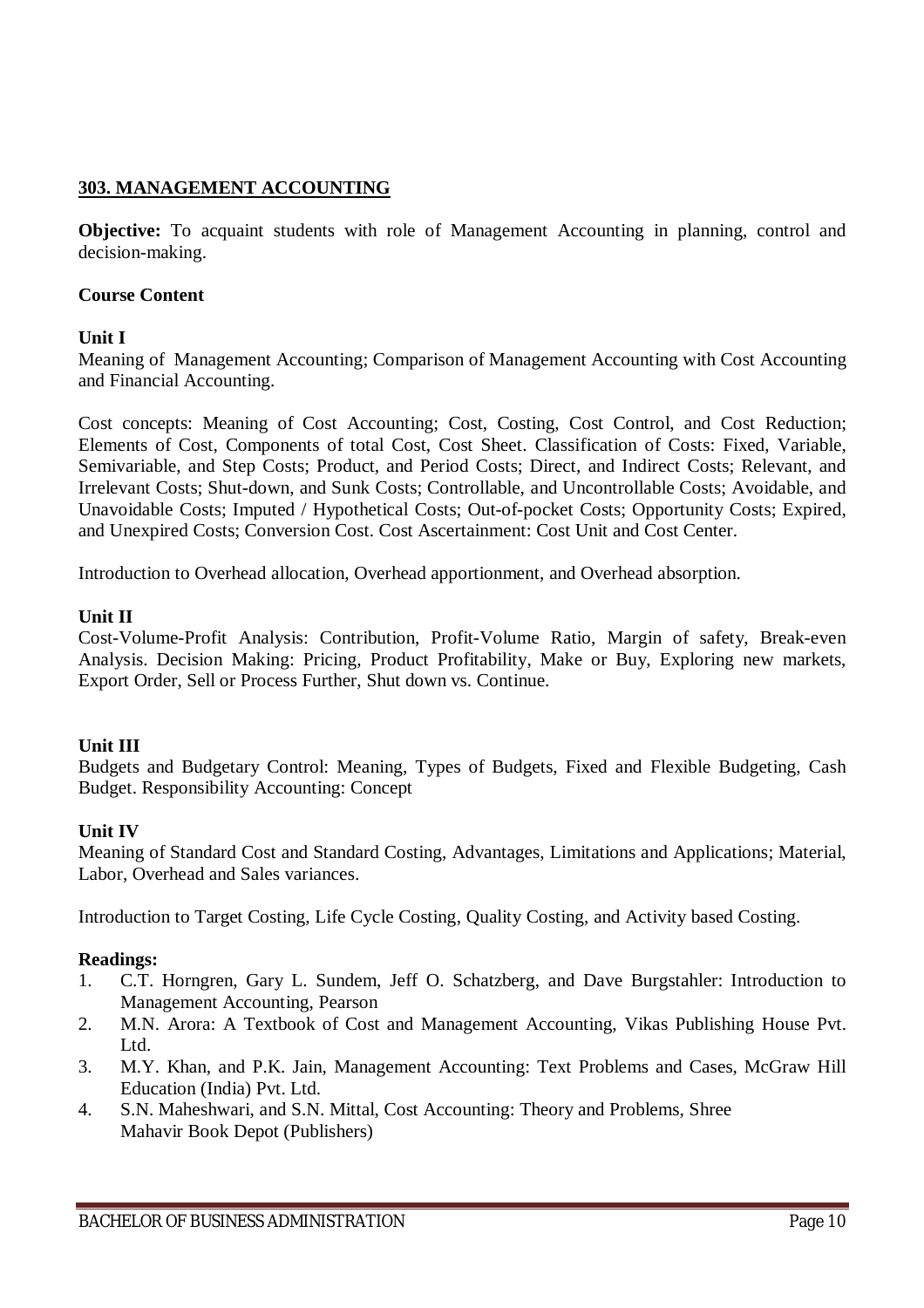## 303. MANAGEMENT ACCOUNTING

**Objective:** To acquaint students with role of Management Accounting in planning, control and decision-making.

**Course Content**

**Unit I**

Meaning of Management Accounting; Comparison of Management Accounting with Cost Accounting and Financial Accounting.

Cost concepts: Meaning of Cost Accounting; Cost, Costing, Cost Control, and Cost Reduction; Elements of Cost, Components of total Cost, Cost Sheet. Classification of Costs: Fixed, Variable, Semivariable, and Step Costs; Product, and Period Costs; Direct, and Indirect Costs; Relevant, and Irrelevant Costs; Shut-down, and Sunk Costs; Controllable, and Uncontrollable Costs; Avoidable, and Unavoidable Costs; Imputed / Hypothetical Costs; Out-of-pocket Costs; Opportunity Costs; Expired, and Unexpired Costs; Conversion Cost. Cost Ascertainment: Cost Unit and Cost Center.

Introduction to Overhead allocation, Overhead apportionment, and Overhead absorption.

**Unit II**

Cost-Volume-Profit Analysis: Contribution, Profit-Volume Ratio, Margin of safety, Break-even Analysis. Decision Making: Pricing, Product Profitability, Make or Buy, Exploring new markets, Export Order, Sell or Process Further, Shut down vs. Continue.

**Unit III**

Budgets and Budgetary Control: Meaning, Types of Budgets, Fixed and Flexible Budgeting, Cash Budget. Responsibility Accounting: Concept

**Unit IV**

Meaning of Standard Cost and Standard Costing, Advantages, Limitations and Applications; Material, Labor, Overhead and Sales variances.

Introduction to Target Costing, Life Cycle Costing, Quality Costing, and Activity based Costing.

**Readings:**

1. C.T. Horngren, Gary L. Sundem, Jeff O. Schatzberg, and Dave Burgstahler: Introduction to Management Accounting, Pearson
2. M.N. Arora: A Textbook of Cost and Management Accounting, Vikas Publishing House Pvt. Ltd.
3. M.Y. Khan, and P.K. Jain, Management Accounting: Text Problems and Cases, McGraw Hill Education (India) Pvt. Ltd.
4. S.N. Maheshwari, and S.N. Mittal, Cost Accounting: Theory and Problems, Shree Mahavir Book Depot (Publishers)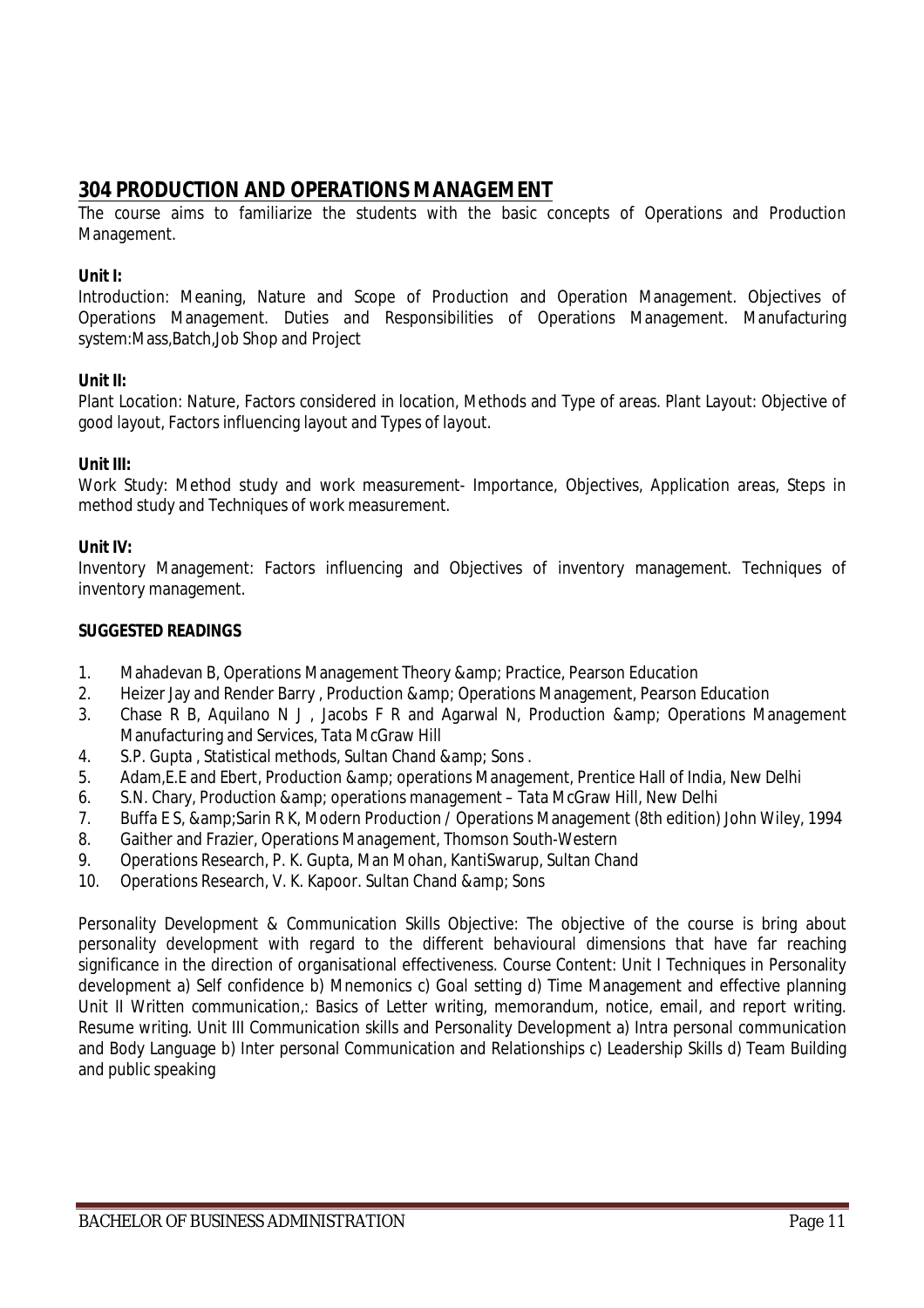## 304 PRODUCTION AND OPERATIONS MANAGEMENT

The course aims to familiarize the students with the basic concepts of Operations and Production Management.

**Unit I:**

Introduction: Meaning, Nature and Scope of Production and Operation Management. Objectives of Operations Management. Duties and Responsibilities of Operations Management. Manufacturing system:Mass,Batch,Job Shop and Project

**Unit II:**

Plant Location: Nature, Factors considered in location, Methods and Type of areas. Plant Layout: Objective of good layout, Factors influencing layout and Types of layout.

**Unit III:**

Work Study: Method study and work measurement- Importance, Objectives, Application areas, Steps in method study and Techniques of work measurement.

**Unit IV:**

Inventory Management: Factors influencing and Objectives of inventory management. Techniques of inventory management.

**SUGGESTED READINGS**

1. Mahadevan B, Operations Management Theory &amp; Practice, Pearson Education
2. Heizer Jay and Render Barry , Production &amp; Operations Management, Pearson Education
3. Chase R B, Aquilano N J , Jacobs F R and Agarwal N, Production &amp; Operations Management Manufacturing and Services, Tata McGraw Hill
4. S.P. Gupta , Statistical methods, Sultan Chand &amp; Sons .
5. Adam,E.E and Ebert, Production &amp; operations Management, Prentice Hall of India, New Delhi
6. S.N. Chary, Production &amp; operations management – Tata McGraw Hill, New Delhi
7. Buffa E S, &amp;Sarin R K, Modern Production / Operations Management (8th edition) John Wiley, 1994
8. Gaither and Frazier, Operations Management, Thomson South-Western
9. Operations Research, P. K. Gupta, Man Mohan, KantiSwarup, Sultan Chand
10. Operations Research, V. K. Kapoor. Sultan Chand &amp; Sons

Personality Development & Communication Skills Objective: The objective of the course is bring about personality development with regard to the different behavioural dimensions that have far reaching significance in the direction of organisational effectiveness. Course Content: Unit I Techniques in Personality development a) Self confidence b) Mnemonics c) Goal setting d) Time Management and effective planning Unit II Written communication,: Basics of Letter writing, memorandum, notice, email, and report writing. Resume writing. Unit III Communication skills and Personality Development a) Intra personal communication and Body Language b) Inter personal Communication and Relationships c) Leadership Skills d) Team Building and public speaking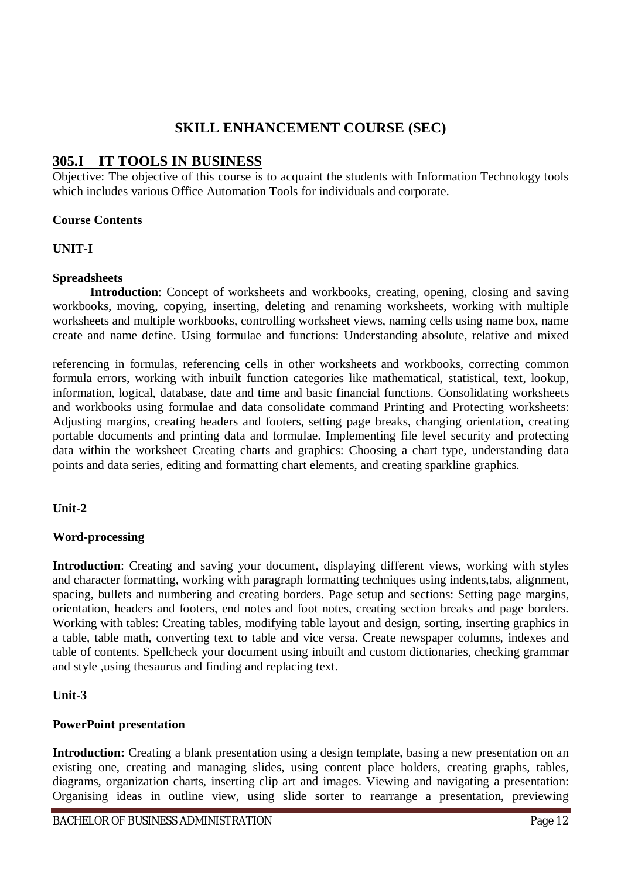# SKILL ENHANCEMENT COURSE (SEC)

## 305.I IT TOOLS IN BUSINESS

Objective: The objective of this course is to acquaint the students with Information Technology tools which includes various Office Automation Tools for individuals and corporate.

**Course Contents**

**UNIT-I**

**Spreadsheets**

**Introduction**: Concept of worksheets and workbooks, creating, opening, closing and saving workbooks, moving, copying, inserting, deleting and renaming worksheets, working with multiple worksheets and multiple workbooks, controlling worksheet views, naming cells using name box, name create and name define. Using formulae and functions: Understanding absolute, relative and mixed

referencing in formulas, referencing cells in other worksheets and workbooks, correcting common formula errors, working with inbuilt function categories like mathematical, statistical, text, lookup, information, logical, database, date and time and basic financial functions. Consolidating worksheets and workbooks using formulae and data consolidate command Printing and Protecting worksheets: Adjusting margins, creating headers and footers, setting page breaks, changing orientation, creating portable documents and printing data and formulae. Implementing file level security and protecting data within the worksheet Creating charts and graphics: Choosing a chart type, understanding data points and data series, editing and formatting chart elements, and creating sparkline graphics.

**Unit-2**

**Word-processing**

**Introduction**: Creating and saving your document, displaying different views, working with styles and character formatting, working with paragraph formatting techniques using indents,tabs, alignment, spacing, bullets and numbering and creating borders. Page setup and sections: Setting page margins, orientation, headers and footers, end notes and foot notes, creating section breaks and page borders. Working with tables: Creating tables, modifying table layout and design, sorting, inserting graphics in a table, table math, converting text to table and vice versa. Create newspaper columns, indexes and table of contents. Spellcheck your document using inbuilt and custom dictionaries, checking grammar and style ,using thesaurus and finding and replacing text.

**Unit-3**

**PowerPoint presentation**

**Introduction:** Creating a blank presentation using a design template, basing a new presentation on an existing one, creating and managing slides, using content place holders, creating graphs, tables, diagrams, organization charts, inserting clip art and images. Viewing and navigating a presentation: Organising ideas in outline view, using slide sorter to rearrange a presentation, previewing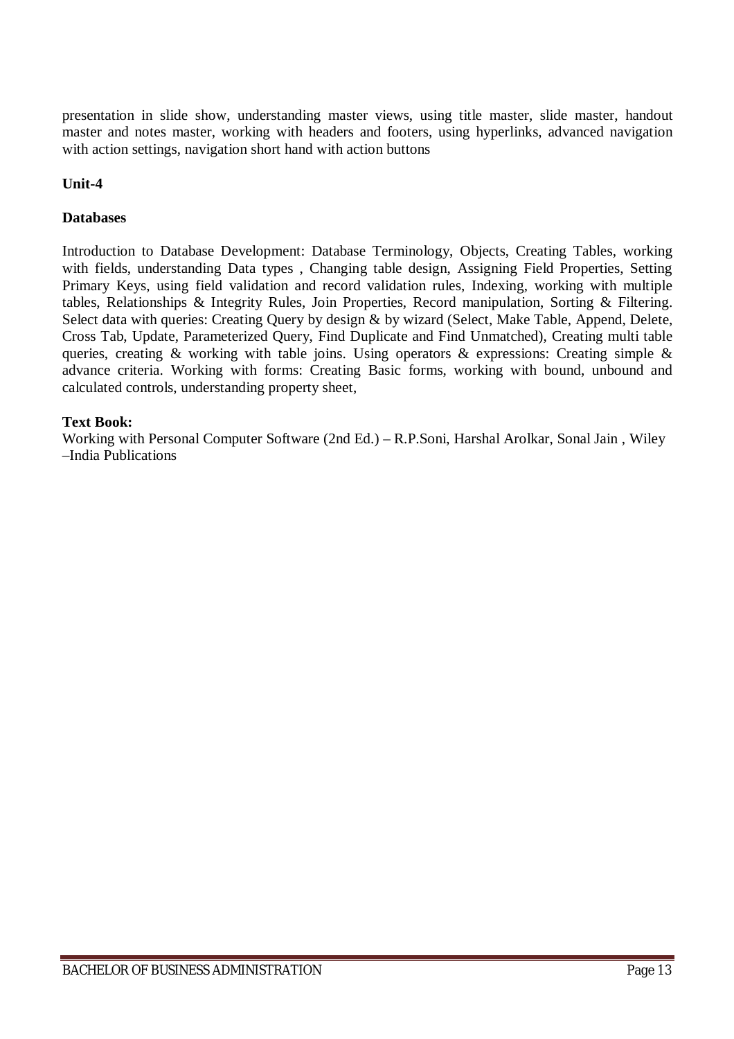presentation in slide show, understanding master views, using title master, slide master, handout master and notes master, working with headers and footers, using hyperlinks, advanced navigation with action settings, navigation short hand with action buttons

**Unit-4**

**Databases**

Introduction to Database Development: Database Terminology, Objects, Creating Tables, working with fields, understanding Data types , Changing table design, Assigning Field Properties, Setting Primary Keys, using field validation and record validation rules, Indexing, working with multiple tables, Relationships & Integrity Rules, Join Properties, Record manipulation, Sorting & Filtering. Select data with queries: Creating Query by design & by wizard (Select, Make Table, Append, Delete, Cross Tab, Update, Parameterized Query, Find Duplicate and Find Unmatched), Creating multi table queries, creating & working with table joins. Using operators & expressions: Creating simple & advance criteria. Working with forms: Creating Basic forms, working with bound, unbound and calculated controls, understanding property sheet,

**Text Book:**

Working with Personal Computer Software (2nd Ed.) – R.P.Soni, Harshal Arolkar, Sonal Jain , Wiley –India Publications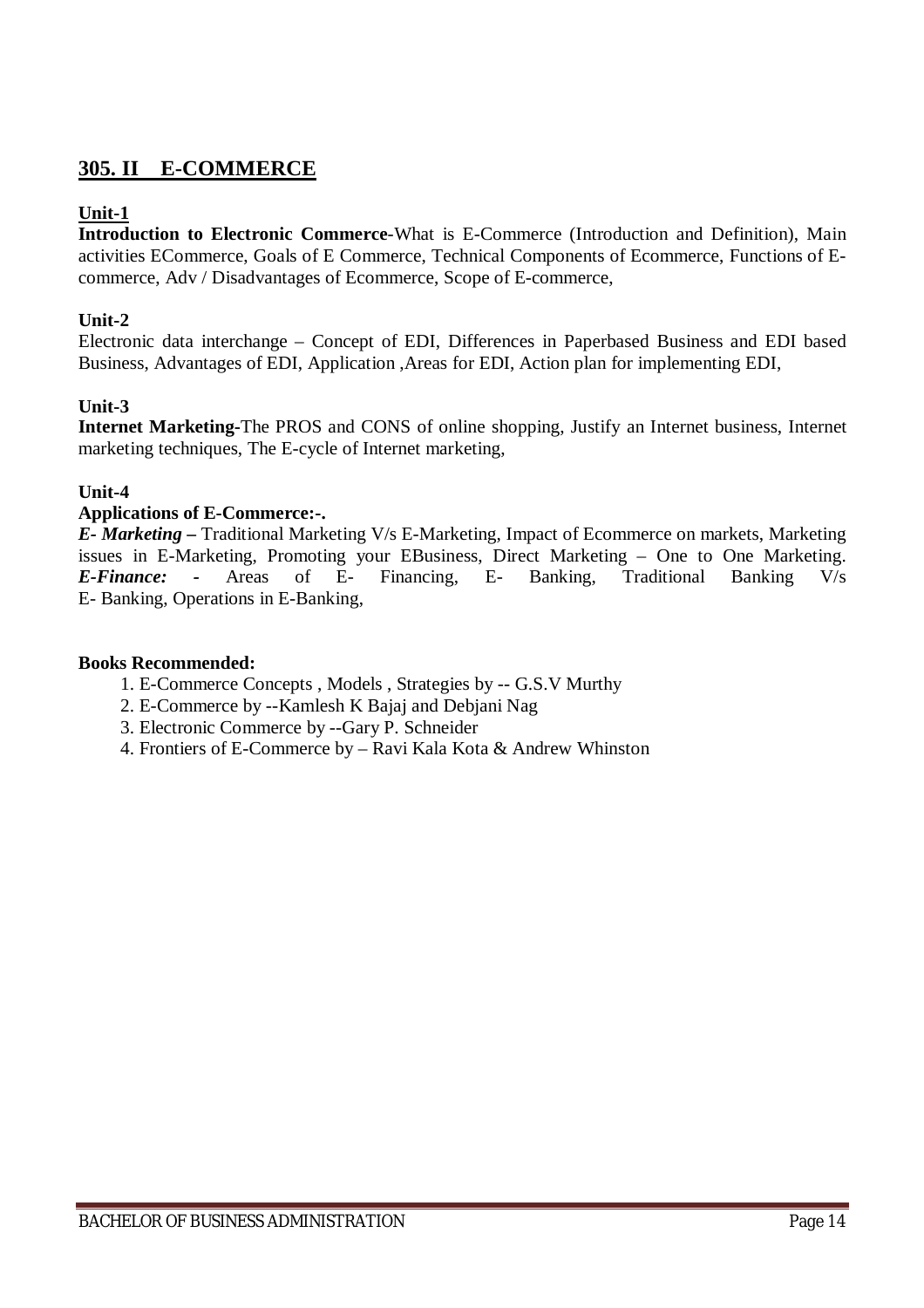## 305. II E-COMMERCE

**Unit-1**

**Introduction to Electronic Commerce-**What is E-Commerce (Introduction and Definition), Main activities ECommerce, Goals of E Commerce, Technical Components of Ecommerce, Functions of E-commerce, Adv / Disadvantages of Ecommerce, Scope of E-commerce,

**Unit-2**

Electronic data interchange – Concept of EDI, Differences in Paperbased Business and EDI based Business, Advantages of EDI, Application ,Areas for EDI, Action plan for implementing EDI,

**Unit-3**

**Internet Marketing-**The PROS and CONS of online shopping, Justify an Internet business, Internet marketing techniques, The E-cycle of Internet marketing,

**Unit-4**

**Applications of E-Commerce:-.**

***E- Marketing* –** Traditional Marketing V/s E-Marketing, Impact of Ecommerce on markets, Marketing issues in E-Marketing, Promoting your EBusiness, Direct Marketing – One to One Marketing. ***E-Finance:* -** Areas of E- Financing, E- Banking, Traditional Banking V/s E- Banking, Operations in E-Banking,

**Books Recommended:**

1. E-Commerce Concepts , Models , Strategies by -- G.S.V Murthy
2. E-Commerce by --Kamlesh K Bajaj and Debjani Nag
3. Electronic Commerce by --Gary P. Schneider
4. Frontiers of E-Commerce by – Ravi Kala Kota & Andrew Whinston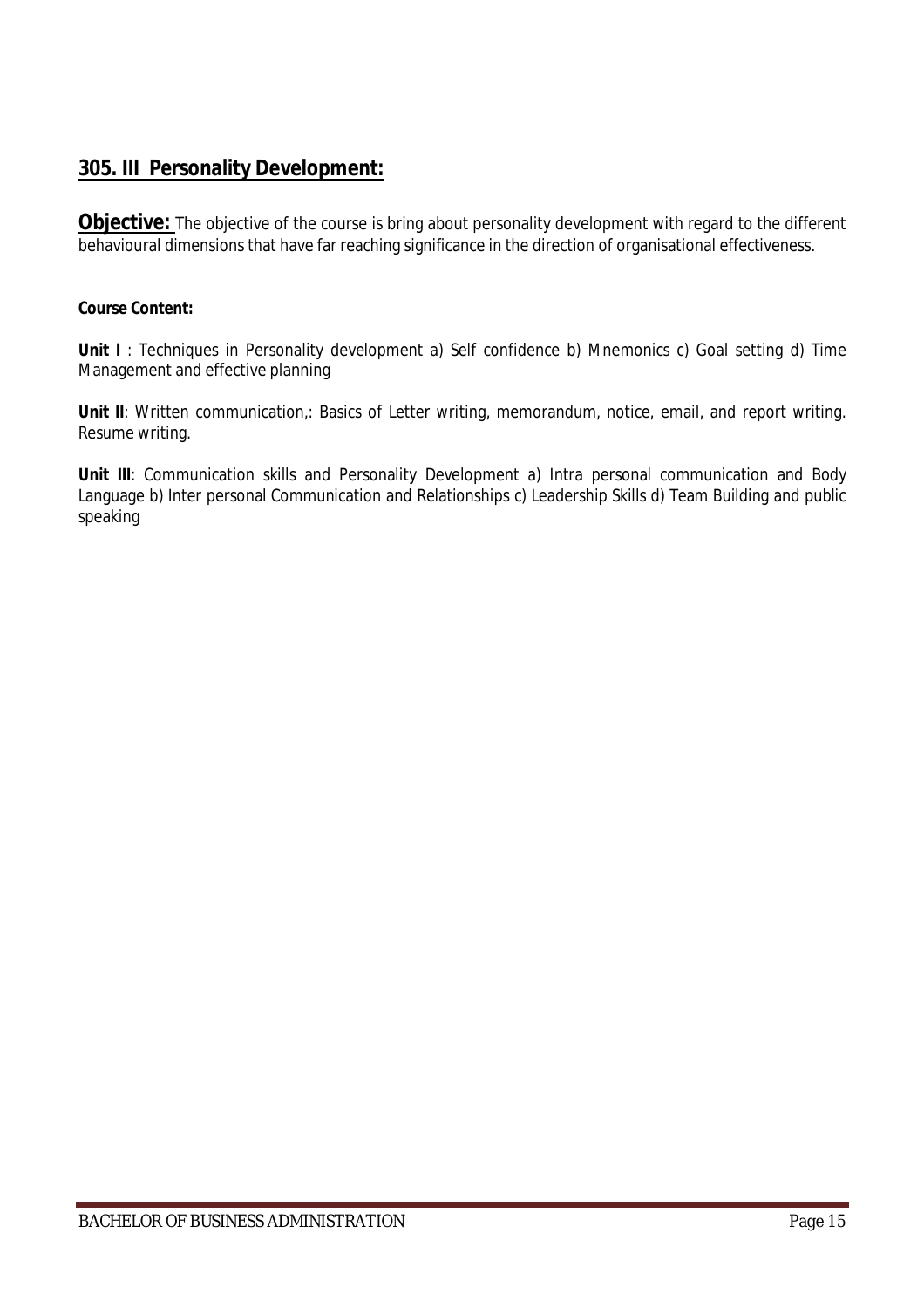## 305. III Personality Development:

**Objective:** The objective of the course is bring about personality development with regard to the different behavioural dimensions that have far reaching significance in the direction of organisational effectiveness.

**Course Content:**

**Unit I** : Techniques in Personality development a) Self confidence b) Mnemonics c) Goal setting d) Time Management and effective planning

**Unit II**: Written communication,: Basics of Letter writing, memorandum, notice, email, and report writing. Resume writing.

**Unit III**: Communication skills and Personality Development a) Intra personal communication and Body Language b) Inter personal Communication and Relationships c) Leadership Skills d) Team Building and public speaking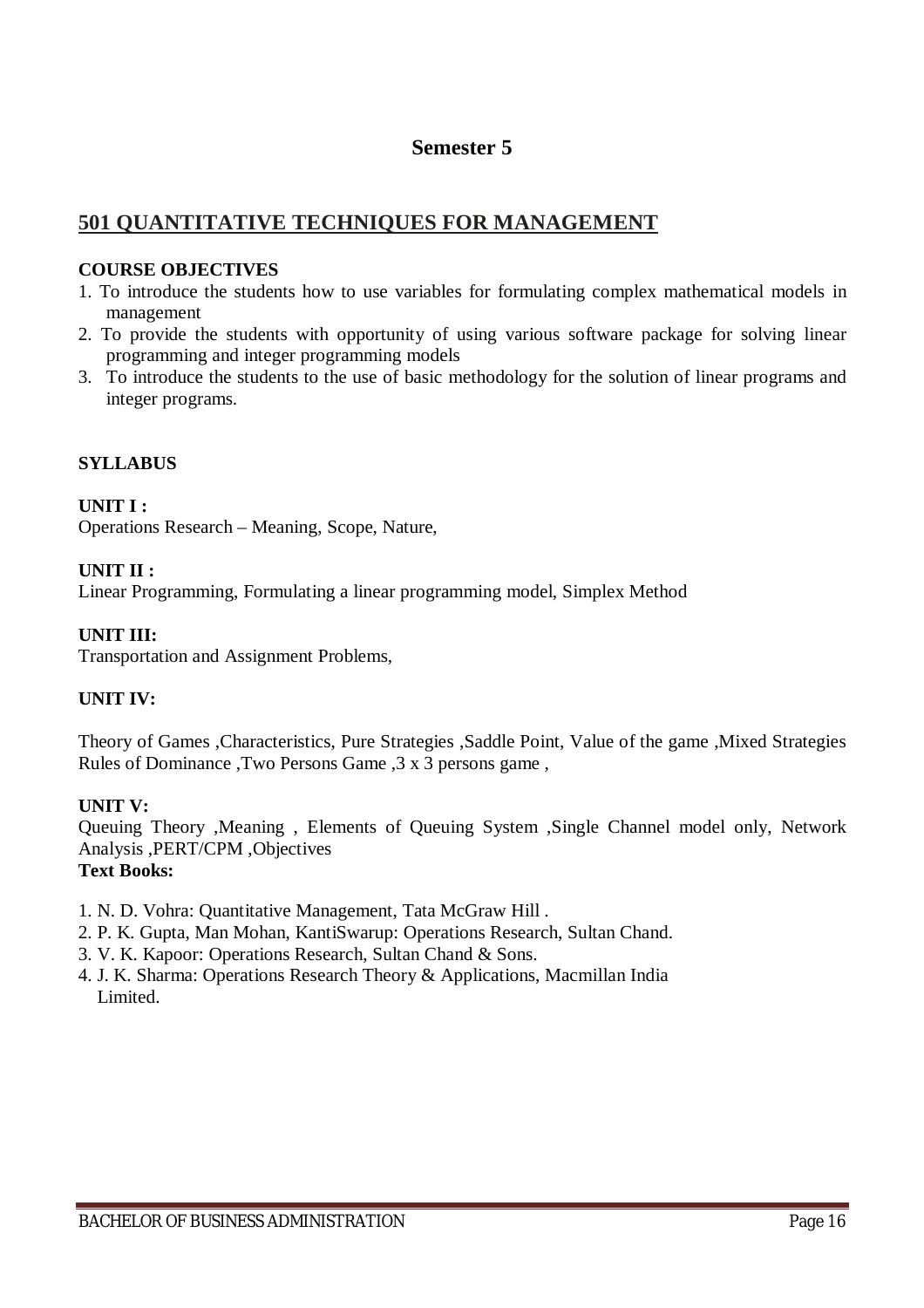# Semester 5

## 501 QUANTITATIVE TECHNIQUES FOR MANAGEMENT

**COURSE OBJECTIVES**

1. To introduce the students how to use variables for formulating complex mathematical models in management
2. To provide the students with opportunity of using various software package for solving linear programming and integer programming models
3. To introduce the students to the use of basic methodology for the solution of linear programs and integer programs.

**SYLLABUS**

**UNIT I :**
Operations Research – Meaning, Scope, Nature,

**UNIT II :**
Linear Programming, Formulating a linear programming model, Simplex Method

**UNIT III:**
Transportation and Assignment Problems,

**UNIT IV:**

Theory of Games ,Characteristics, Pure Strategies ,Saddle Point, Value of the game ,Mixed Strategies Rules of Dominance ,Two Persons Game ,3 x 3 persons game ,

**UNIT V:**
Queuing Theory ,Meaning , Elements of Queuing System ,Single Channel model only, Network Analysis ,PERT/CPM ,Objectives

**Text Books:**

1. N. D. Vohra: Quantitative Management, Tata McGraw Hill .
2. P. K. Gupta, Man Mohan, KantiSwarup: Operations Research, Sultan Chand.
3. V. K. Kapoor: Operations Research, Sultan Chand & Sons.
4. J. K. Sharma: Operations Research Theory & Applications, Macmillan India Limited.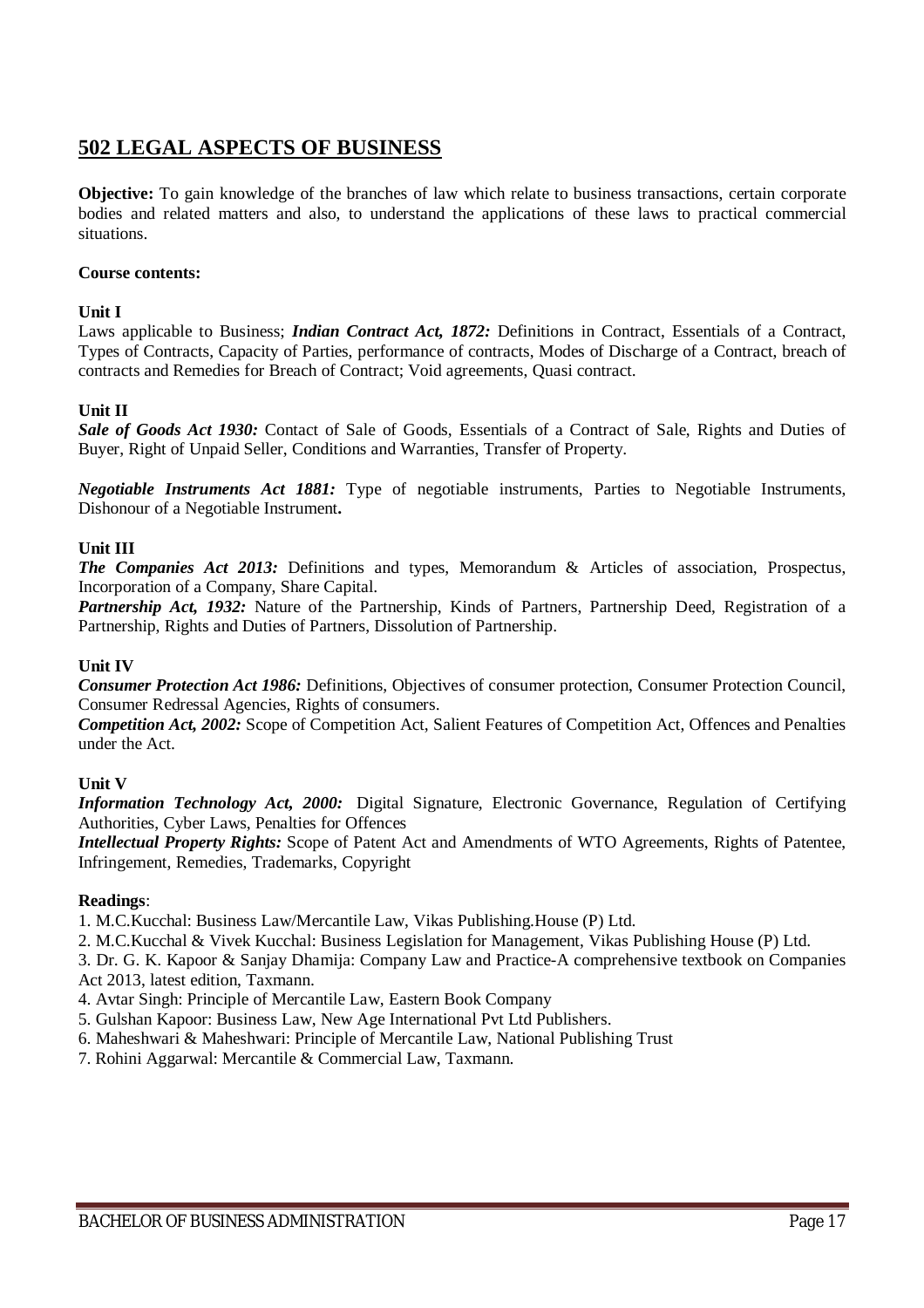## 502 LEGAL ASPECTS OF BUSINESS

**Objective:** To gain knowledge of the branches of law which relate to business transactions, certain corporate bodies and related matters and also, to understand the applications of these laws to practical commercial situations.

**Course contents:**

**Unit I**

Laws applicable to Business; ***Indian Contract Act, 1872:*** Definitions in Contract, Essentials of a Contract, Types of Contracts, Capacity of Parties, performance of contracts, Modes of Discharge of a Contract, breach of contracts and Remedies for Breach of Contract; Void agreements, Quasi contract.

**Unit II**

***Sale of Goods Act 1930:*** Contact of Sale of Goods, Essentials of a Contract of Sale, Rights and Duties of Buyer, Right of Unpaid Seller, Conditions and Warranties, Transfer of Property.

***Negotiable Instruments Act 1881:*** Type of negotiable instruments, Parties to Negotiable Instruments, Dishonour of a Negotiable Instrument**.**

**Unit III**

***The Companies Act 2013:*** Definitions and types, Memorandum & Articles of association, Prospectus, Incorporation of a Company, Share Capital.

***Partnership Act, 1932:*** Nature of the Partnership, Kinds of Partners, Partnership Deed, Registration of a Partnership, Rights and Duties of Partners, Dissolution of Partnership.

**Unit IV**

***Consumer Protection Act 1986:*** Definitions, Objectives of consumer protection, Consumer Protection Council, Consumer Redressal Agencies, Rights of consumers.

***Competition Act, 2002:*** Scope of Competition Act, Salient Features of Competition Act, Offences and Penalties under the Act.

**Unit V**

***Information Technology Act, 2000:*** Digital Signature, Electronic Governance, Regulation of Certifying Authorities, Cyber Laws, Penalties for Offences

***Intellectual Property Rights:*** Scope of Patent Act and Amendments of WTO Agreements, Rights of Patentee, Infringement, Remedies, Trademarks, Copyright

**Readings**:

1. M.C.Kucchal: Business Law/Mercantile Law, Vikas Publishing.House (P) Ltd.
2. M.C.Kucchal & Vivek Kucchal: Business Legislation for Management, Vikas Publishing House (P) Ltd.
3. Dr. G. K. Kapoor & Sanjay Dhamija: Company Law and Practice-A comprehensive textbook on Companies Act 2013, latest edition, Taxmann.
4. Avtar Singh: Principle of Mercantile Law, Eastern Book Company
5. Gulshan Kapoor: Business Law, New Age International Pvt Ltd Publishers.
6. Maheshwari & Maheshwari: Principle of Mercantile Law, National Publishing Trust
7. Rohini Aggarwal: Mercantile & Commercial Law, Taxmann.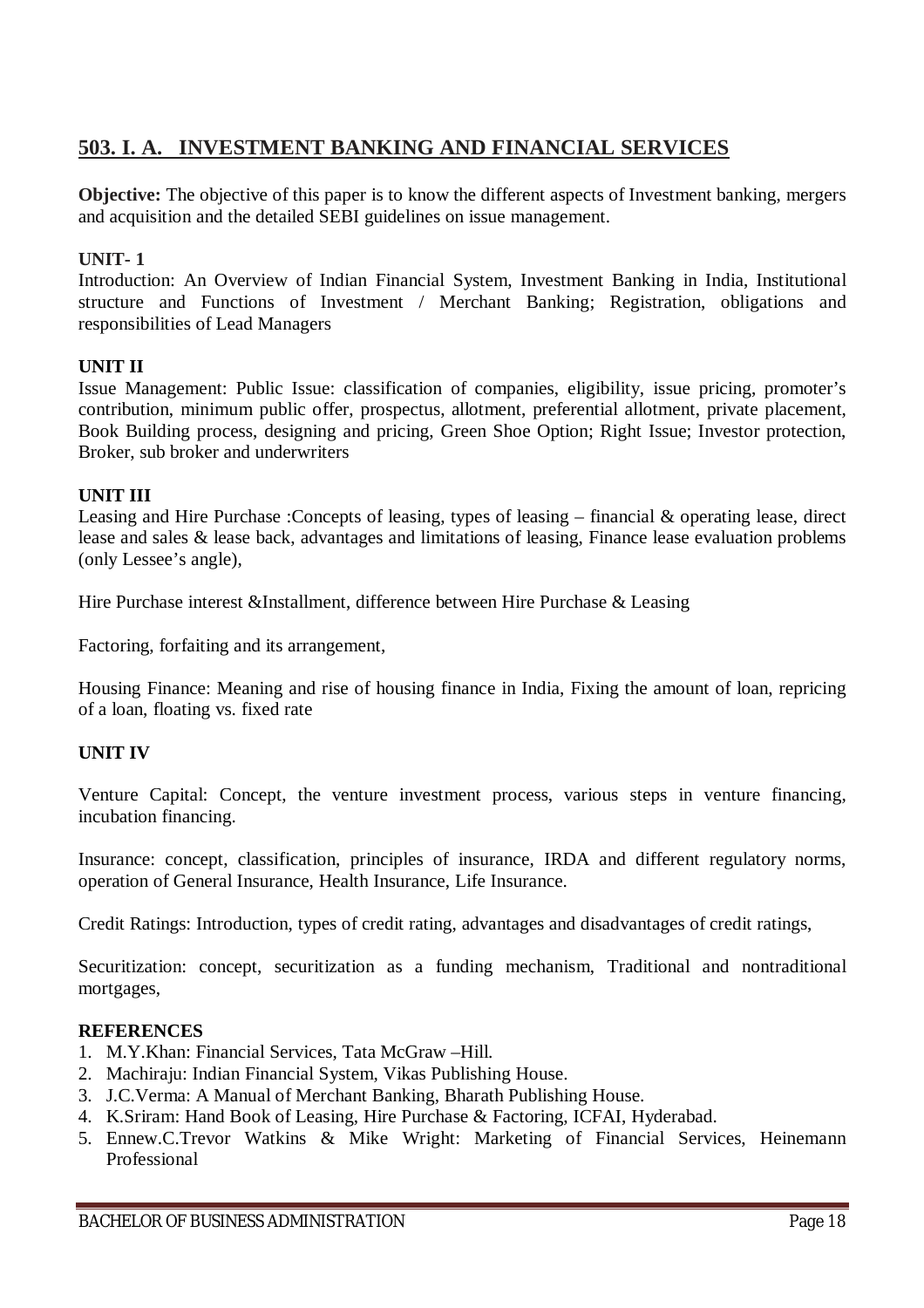## 503. I. A. INVESTMENT BANKING AND FINANCIAL SERVICES

**Objective:** The objective of this paper is to know the different aspects of Investment banking, mergers and acquisition and the detailed SEBI guidelines on issue management.

**UNIT- 1**

Introduction: An Overview of Indian Financial System, Investment Banking in India, Institutional structure and Functions of Investment / Merchant Banking; Registration, obligations and responsibilities of Lead Managers

**UNIT II**

Issue Management: Public Issue: classification of companies, eligibility, issue pricing, promoter's contribution, minimum public offer, prospectus, allotment, preferential allotment, private placement, Book Building process, designing and pricing, Green Shoe Option; Right Issue; Investor protection, Broker, sub broker and underwriters

**UNIT III**

Leasing and Hire Purchase :Concepts of leasing, types of leasing – financial & operating lease, direct lease and sales & lease back, advantages and limitations of leasing, Finance lease evaluation problems (only Lessee's angle),

Hire Purchase interest &Installment, difference between Hire Purchase & Leasing

Factoring, forfaiting and its arrangement,

Housing Finance: Meaning and rise of housing finance in India, Fixing the amount of loan, repricing of a loan, floating vs. fixed rate

**UNIT IV**

Venture Capital: Concept, the venture investment process, various steps in venture financing, incubation financing.

Insurance: concept, classification, principles of insurance, IRDA and different regulatory norms, operation of General Insurance, Health Insurance, Life Insurance.

Credit Ratings: Introduction, types of credit rating, advantages and disadvantages of credit ratings,

Securitization: concept, securitization as a funding mechanism, Traditional and nontraditional mortgages,

**REFERENCES**

1. M.Y.Khan: Financial Services, Tata McGraw –Hill.
2. Machiraju: Indian Financial System, Vikas Publishing House.
3. J.C.Verma: A Manual of Merchant Banking, Bharath Publishing House.
4. K.Sriram: Hand Book of Leasing, Hire Purchase & Factoring, ICFAI, Hyderabad.
5. Ennew.C.Trevor Watkins & Mike Wright: Marketing of Financial Services, Heinemann Professional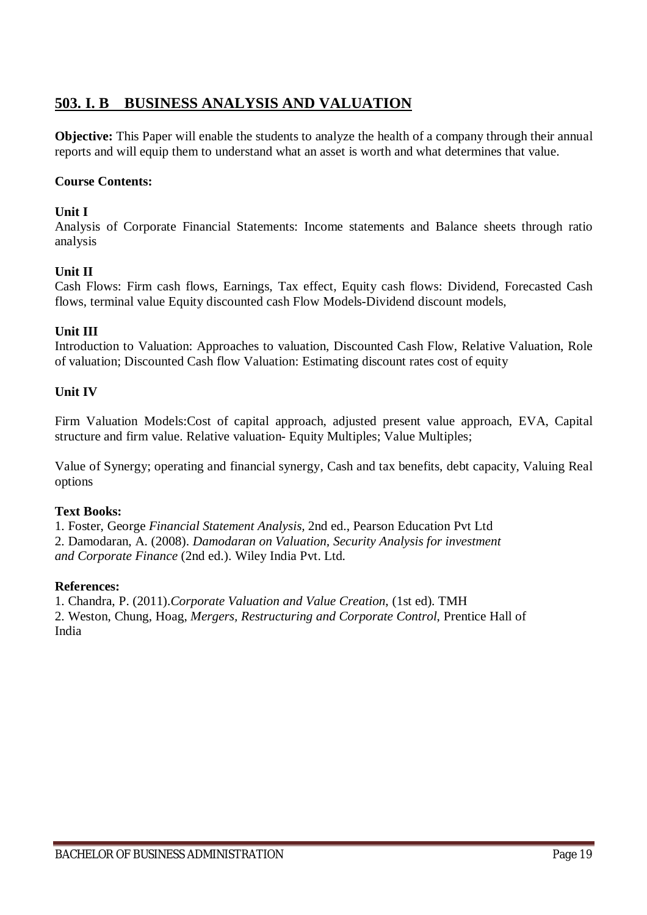## 503. I. B BUSINESS ANALYSIS AND VALUATION

**Objective:** This Paper will enable the students to analyze the health of a company through their annual reports and will equip them to understand what an asset is worth and what determines that value.

**Course Contents:**

**Unit I**

Analysis of Corporate Financial Statements: Income statements and Balance sheets through ratio analysis

**Unit II**

Cash Flows: Firm cash flows, Earnings, Tax effect, Equity cash flows: Dividend, Forecasted Cash flows, terminal value Equity discounted cash Flow Models-Dividend discount models,

**Unit III**

Introduction to Valuation: Approaches to valuation, Discounted Cash Flow, Relative Valuation, Role of valuation; Discounted Cash flow Valuation: Estimating discount rates cost of equity

**Unit IV**

Firm Valuation Models:Cost of capital approach, adjusted present value approach, EVA, Capital structure and firm value. Relative valuation- Equity Multiples; Value Multiples;

Value of Synergy; operating and financial synergy, Cash and tax benefits, debt capacity, Valuing Real options

**Text Books:**

1. Foster, George *Financial Statement Analysis,* 2nd ed., Pearson Education Pvt Ltd
2. Damodaran, A. (2008). *Damodaran on Valuation, Security Analysis for investment and Corporate Finance* (2nd ed.). Wiley India Pvt. Ltd.

**References:**

1. Chandra, P. (2011).*Corporate Valuation and Value Creation*, (1st ed). TMH
2. Weston, Chung, Hoag, *Mergers, Restructuring and Corporate Control*, Prentice Hall of India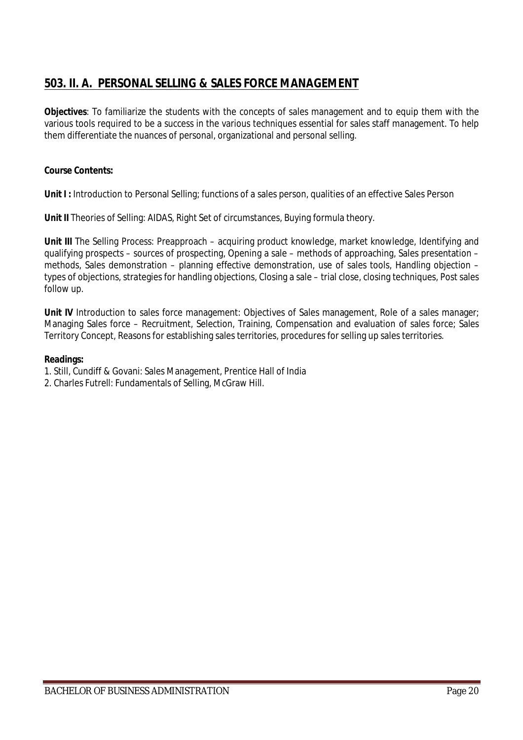## 503. II. A. PERSONAL SELLING & SALES FORCE MANAGEMENT

**Objectives**: To familiarize the students with the concepts of sales management and to equip them with the various tools required to be a success in the various techniques essential for sales staff management. To help them differentiate the nuances of personal, organizational and personal selling.

**Course Contents:**

**Unit I :** Introduction to Personal Selling; functions of a sales person, qualities of an effective Sales Person

**Unit II** Theories of Selling: AIDAS, Right Set of circumstances, Buying formula theory.

**Unit III** The Selling Process: Preapproach – acquiring product knowledge, market knowledge, Identifying and qualifying prospects – sources of prospecting, Opening a sale – methods of approaching, Sales presentation – methods, Sales demonstration – planning effective demonstration, use of sales tools, Handling objection – types of objections, strategies for handling objections, Closing a sale – trial close, closing techniques, Post sales follow up.

**Unit IV** Introduction to sales force management: Objectives of Sales management, Role of a sales manager; Managing Sales force – Recruitment, Selection, Training, Compensation and evaluation of sales force; Sales Territory Concept, Reasons for establishing sales territories, procedures for selling up sales territories.

**Readings:**

1. Still, Cundiff & Govani: Sales Management, Prentice Hall of India
2. Charles Futrell: Fundamentals of Selling, McGraw Hill.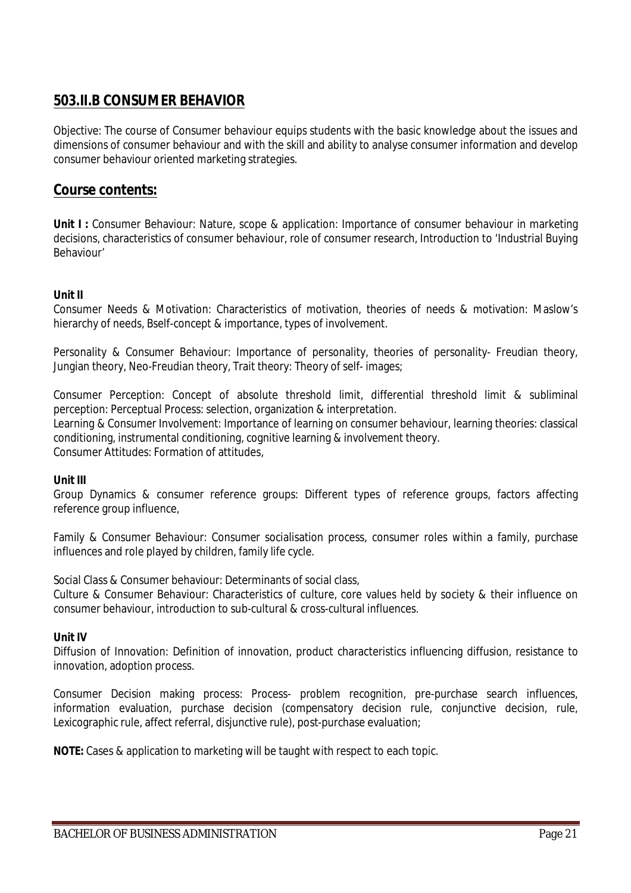## 503.II.B CONSUMER BEHAVIOR

Objective: The course of Consumer behaviour equips students with the basic knowledge about the issues and dimensions of consumer behaviour and with the skill and ability to analyse consumer information and develop consumer behaviour oriented marketing strategies.

## Course contents:

**Unit I :** Consumer Behaviour: Nature, scope & application: Importance of consumer behaviour in marketing decisions, characteristics of consumer behaviour, role of consumer research, Introduction to 'Industrial Buying Behaviour'

**Unit II**

Consumer Needs & Motivation: Characteristics of motivation, theories of needs & motivation: Maslow's hierarchy of needs, Bself-concept & importance, types of involvement.

Personality & Consumer Behaviour: Importance of personality, theories of personality- Freudian theory, Jungian theory, Neo-Freudian theory, Trait theory: Theory of self- images;

Consumer Perception: Concept of absolute threshold limit, differential threshold limit & subliminal perception: Perceptual Process: selection, organization & interpretation.

Learning & Consumer Involvement: Importance of learning on consumer behaviour, learning theories: classical conditioning, instrumental conditioning, cognitive learning & involvement theory.

Consumer Attitudes: Formation of attitudes,

**Unit III**

Group Dynamics & consumer reference groups: Different types of reference groups, factors affecting reference group influence,

Family & Consumer Behaviour: Consumer socialisation process, consumer roles within a family, purchase influences and role played by children, family life cycle.

Social Class & Consumer behaviour: Determinants of social class,

Culture & Consumer Behaviour: Characteristics of culture, core values held by society & their influence on consumer behaviour, introduction to sub-cultural & cross-cultural influences.

**Unit IV**

Diffusion of Innovation: Definition of innovation, product characteristics influencing diffusion, resistance to innovation, adoption process.

Consumer Decision making process: Process- problem recognition, pre-purchase search influences, information evaluation, purchase decision (compensatory decision rule, conjunctive decision, rule, Lexicographic rule, affect referral, disjunctive rule), post-purchase evaluation;

**NOTE:** Cases & application to marketing will be taught with respect to each topic.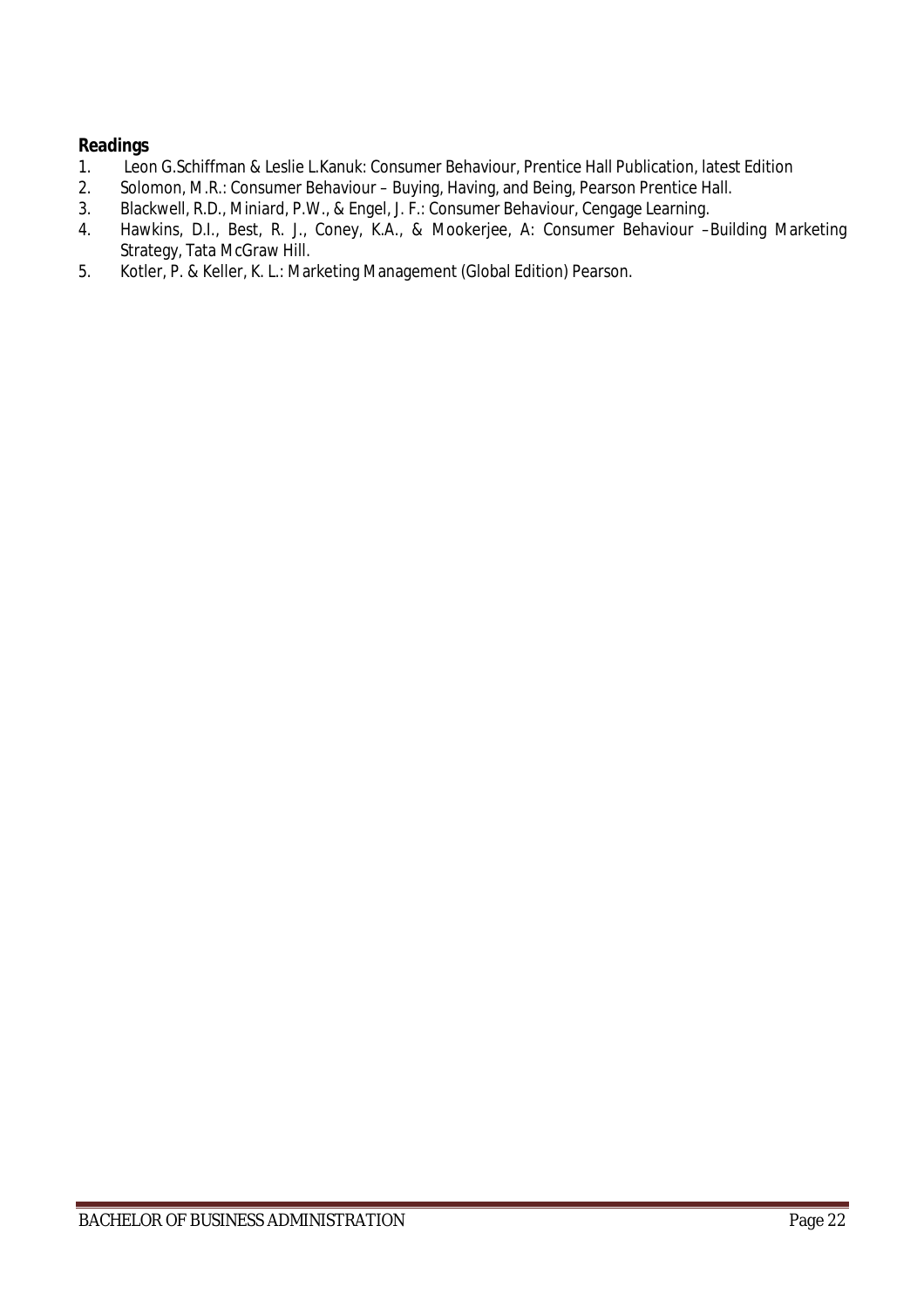**Readings**

1. Leon G.Schiffman & Leslie L.Kanuk: Consumer Behaviour, Prentice Hall Publication, latest Edition
2. Solomon, M.R.: Consumer Behaviour – Buying, Having, and Being, Pearson Prentice Hall.
3. Blackwell, R.D., Miniard, P.W., & Engel, J. F.: Consumer Behaviour, Cengage Learning.
4. Hawkins, D.I., Best, R. J., Coney, K.A., & Mookerjee, A: Consumer Behaviour –Building Marketing Strategy, Tata McGraw Hill.
5. Kotler, P. & Keller, K. L.: Marketing Management (Global Edition) Pearson.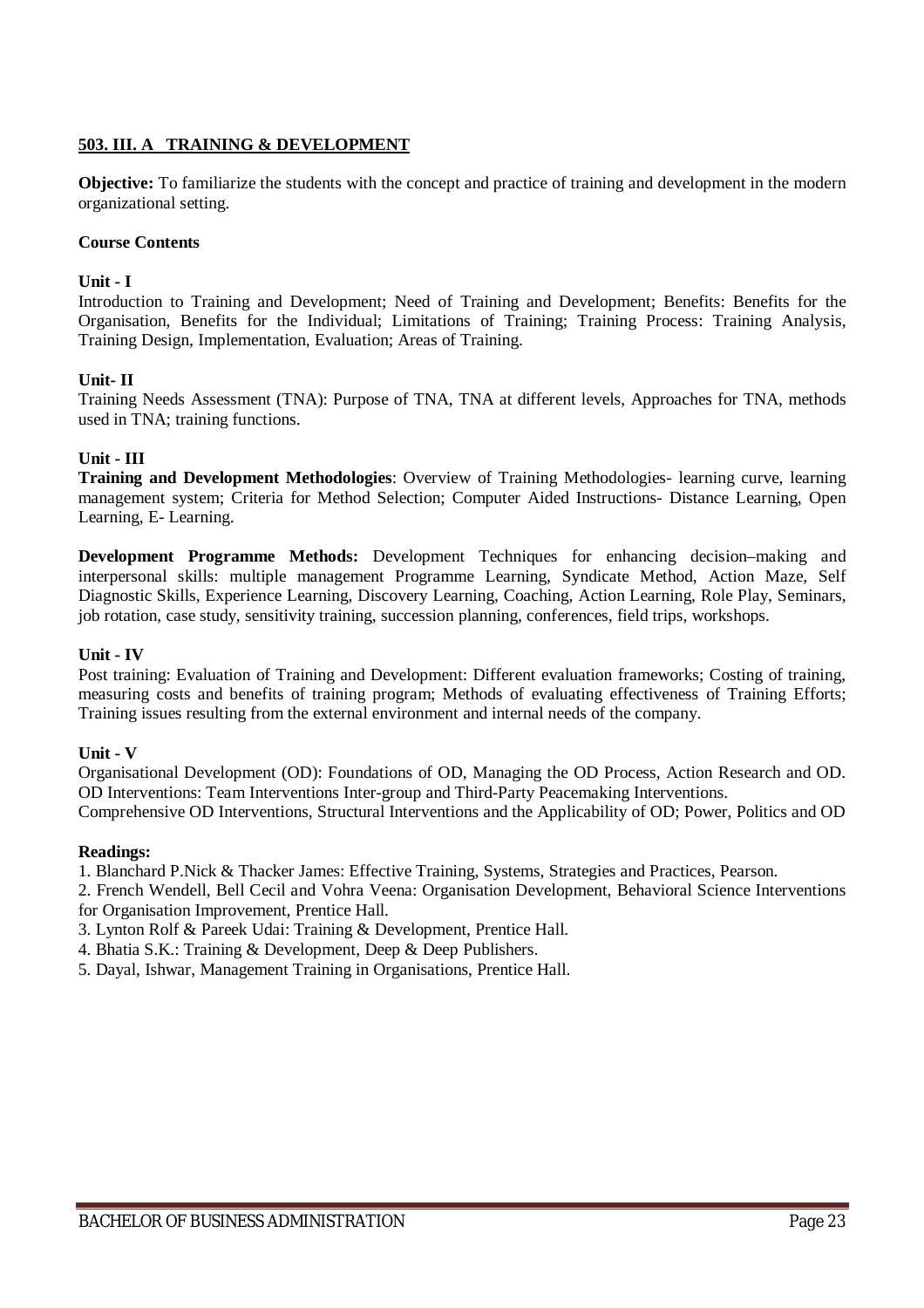## 503. III. A TRAINING & DEVELOPMENT

**Objective:** To familiarize the students with the concept and practice of training and development in the modern organizational setting.

**Course Contents**

**Unit - I**

Introduction to Training and Development; Need of Training and Development; Benefits: Benefits for the Organisation, Benefits for the Individual; Limitations of Training; Training Process: Training Analysis, Training Design, Implementation, Evaluation; Areas of Training.

**Unit- II**

Training Needs Assessment (TNA): Purpose of TNA, TNA at different levels, Approaches for TNA, methods used in TNA; training functions.

**Unit - III**

**Training and Development Methodologies**: Overview of Training Methodologies- learning curve, learning management system; Criteria for Method Selection; Computer Aided Instructions- Distance Learning, Open Learning, E- Learning.

**Development Programme Methods:** Development Techniques for enhancing decision–making and interpersonal skills: multiple management Programme Learning, Syndicate Method, Action Maze, Self Diagnostic Skills, Experience Learning, Discovery Learning, Coaching, Action Learning, Role Play, Seminars, job rotation, case study, sensitivity training, succession planning, conferences, field trips, workshops.

**Unit - IV**

Post training: Evaluation of Training and Development: Different evaluation frameworks; Costing of training, measuring costs and benefits of training program; Methods of evaluating effectiveness of Training Efforts; Training issues resulting from the external environment and internal needs of the company.

**Unit - V**

Organisational Development (OD): Foundations of OD, Managing the OD Process, Action Research and OD. OD Interventions: Team Interventions Inter-group and Third-Party Peacemaking Interventions.
Comprehensive OD Interventions, Structural Interventions and the Applicability of OD; Power, Politics and OD

**Readings:**

1. Blanchard P.Nick & Thacker James: Effective Training, Systems, Strategies and Practices, Pearson.
2. French Wendell, Bell Cecil and Vohra Veena: Organisation Development, Behavioral Science Interventions for Organisation Improvement, Prentice Hall.
3. Lynton Rolf & Pareek Udai: Training & Development, Prentice Hall.
4. Bhatia S.K.: Training & Development, Deep & Deep Publishers.
5. Dayal, Ishwar, Management Training in Organisations, Prentice Hall.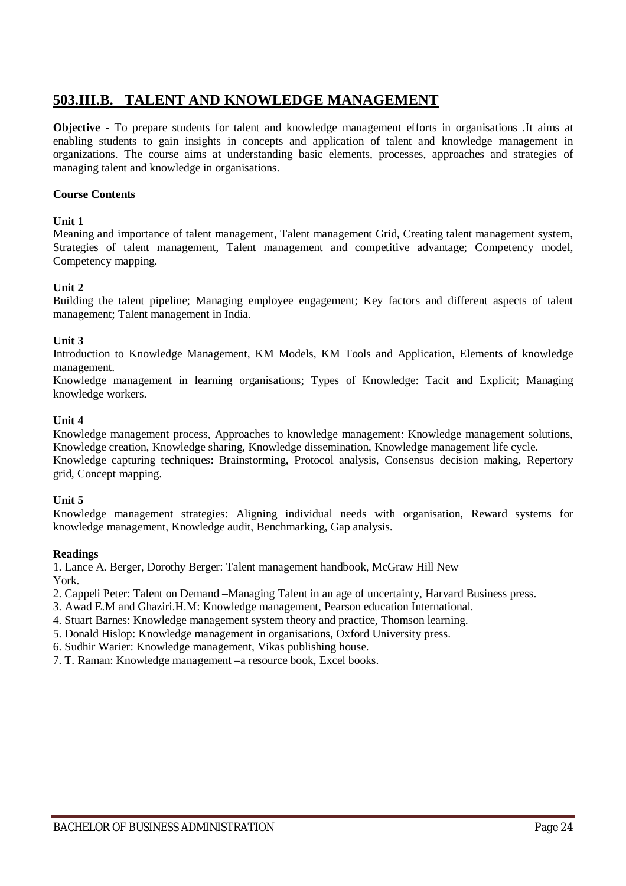## 503.III.B. TALENT AND KNOWLEDGE MANAGEMENT

**Objective** - To prepare students for talent and knowledge management efforts in organisations .It aims at enabling students to gain insights in concepts and application of talent and knowledge management in organizations. The course aims at understanding basic elements, processes, approaches and strategies of managing talent and knowledge in organisations.

**Course Contents**

**Unit 1**

Meaning and importance of talent management, Talent management Grid, Creating talent management system, Strategies of talent management, Talent management and competitive advantage; Competency model, Competency mapping.

**Unit 2**

Building the talent pipeline; Managing employee engagement; Key factors and different aspects of talent management; Talent management in India.

**Unit 3**

Introduction to Knowledge Management, KM Models, KM Tools and Application, Elements of knowledge management.

Knowledge management in learning organisations; Types of Knowledge: Tacit and Explicit; Managing knowledge workers.

**Unit 4**

Knowledge management process, Approaches to knowledge management: Knowledge management solutions, Knowledge creation, Knowledge sharing, Knowledge dissemination, Knowledge management life cycle.

Knowledge capturing techniques: Brainstorming, Protocol analysis, Consensus decision making, Repertory grid, Concept mapping.

**Unit 5**

Knowledge management strategies: Aligning individual needs with organisation, Reward systems for knowledge management, Knowledge audit, Benchmarking, Gap analysis.

**Readings**

1. Lance A. Berger, Dorothy Berger: Talent management handbook, McGraw Hill New York.
2. Cappeli Peter: Talent on Demand –Managing Talent in an age of uncertainty, Harvard Business press.
3. Awad E.M and Ghaziri.H.M: Knowledge management, Pearson education International.
4. Stuart Barnes: Knowledge management system theory and practice, Thomson learning.
5. Donald Hislop: Knowledge management in organisations, Oxford University press.
6. Sudhir Warier: Knowledge management, Vikas publishing house.
7. T. Raman: Knowledge management –a resource book, Excel books.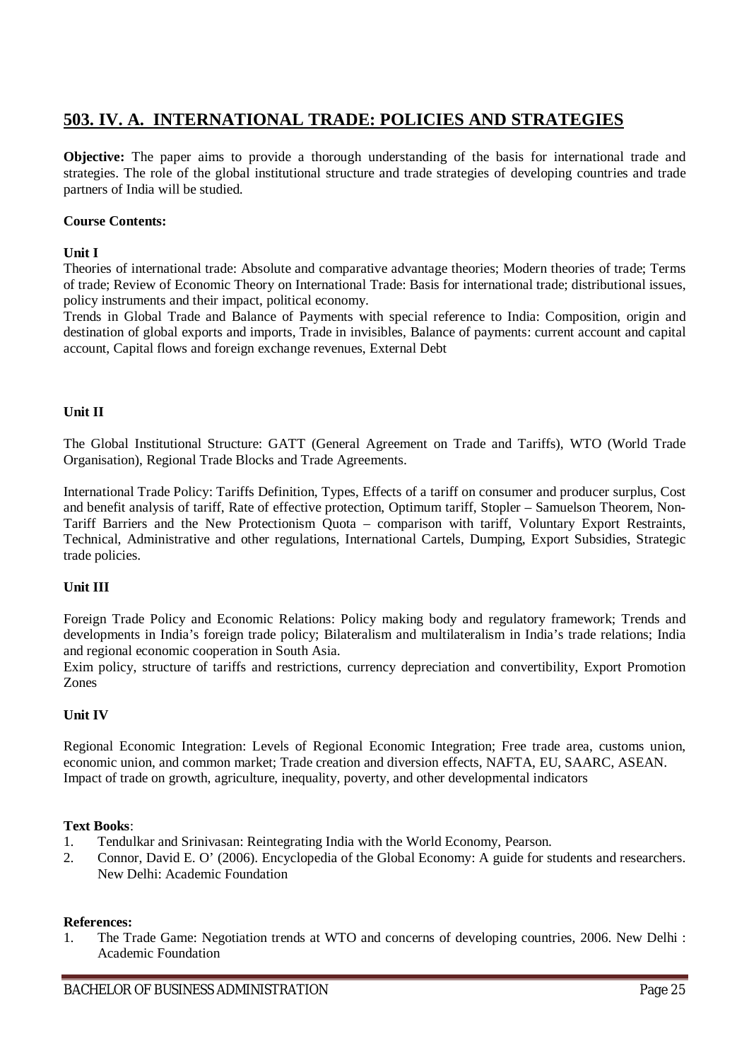## 503. IV. A. INTERNATIONAL TRADE: POLICIES AND STRATEGIES

**Objective:** The paper aims to provide a thorough understanding of the basis for international trade and strategies. The role of the global institutional structure and trade strategies of developing countries and trade partners of India will be studied.

**Course Contents:**

**Unit I**

Theories of international trade: Absolute and comparative advantage theories; Modern theories of trade; Terms of trade; Review of Economic Theory on International Trade: Basis for international trade; distributional issues, policy instruments and their impact, political economy.
Trends in Global Trade and Balance of Payments with special reference to India: Composition, origin and destination of global exports and imports, Trade in invisibles, Balance of payments: current account and capital account, Capital flows and foreign exchange revenues, External Debt

**Unit II**

The Global Institutional Structure: GATT (General Agreement on Trade and Tariffs), WTO (World Trade Organisation), Regional Trade Blocks and Trade Agreements.

International Trade Policy: Tariffs Definition, Types, Effects of a tariff on consumer and producer surplus, Cost and benefit analysis of tariff, Rate of effective protection, Optimum tariff, Stopler – Samuelson Theorem, Non-Tariff Barriers and the New Protectionism Quota – comparison with tariff, Voluntary Export Restraints, Technical, Administrative and other regulations, International Cartels, Dumping, Export Subsidies, Strategic trade policies.

**Unit III**

Foreign Trade Policy and Economic Relations: Policy making body and regulatory framework; Trends and developments in India's foreign trade policy; Bilateralism and multilateralism in India's trade relations; India and regional economic cooperation in South Asia.
Exim policy, structure of tariffs and restrictions, currency depreciation and convertibility, Export Promotion Zones

**Unit IV**

Regional Economic Integration: Levels of Regional Economic Integration; Free trade area, customs union, economic union, and common market; Trade creation and diversion effects, NAFTA, EU, SAARC, ASEAN.
Impact of trade on growth, agriculture, inequality, poverty, and other developmental indicators

**Text Books**:

1. Tendulkar and Srinivasan: Reintegrating India with the World Economy, Pearson.
2. Connor, David E. O' (2006). Encyclopedia of the Global Economy: A guide for students and researchers. New Delhi: Academic Foundation

**References:**

1. The Trade Game: Negotiation trends at WTO and concerns of developing countries, 2006. New Delhi : Academic Foundation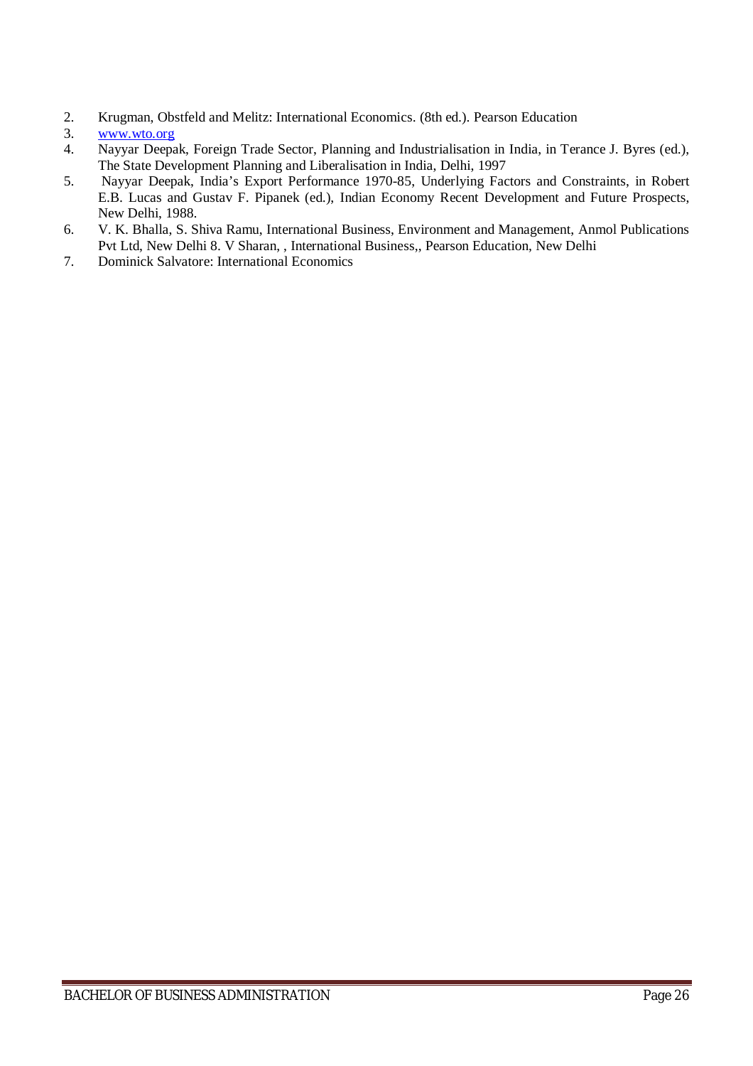2. Krugman, Obstfeld and Melitz: International Economics. (8th ed.). Pearson Education
3. www.wto.org
4. Nayyar Deepak, Foreign Trade Sector, Planning and Industrialisation in India, in Terance J. Byres (ed.), The State Development Planning and Liberalisation in India, Delhi, 1997
5. Nayyar Deepak, India's Export Performance 1970-85, Underlying Factors and Constraints, in Robert E.B. Lucas and Gustav F. Pipanek (ed.), Indian Economy Recent Development and Future Prospects, New Delhi, 1988.
6. V. K. Bhalla, S. Shiva Ramu, International Business, Environment and Management, Anmol Publications Pvt Ltd, New Delhi 8. V Sharan, , International Business,, Pearson Education, New Delhi
7. Dominick Salvatore: International Economics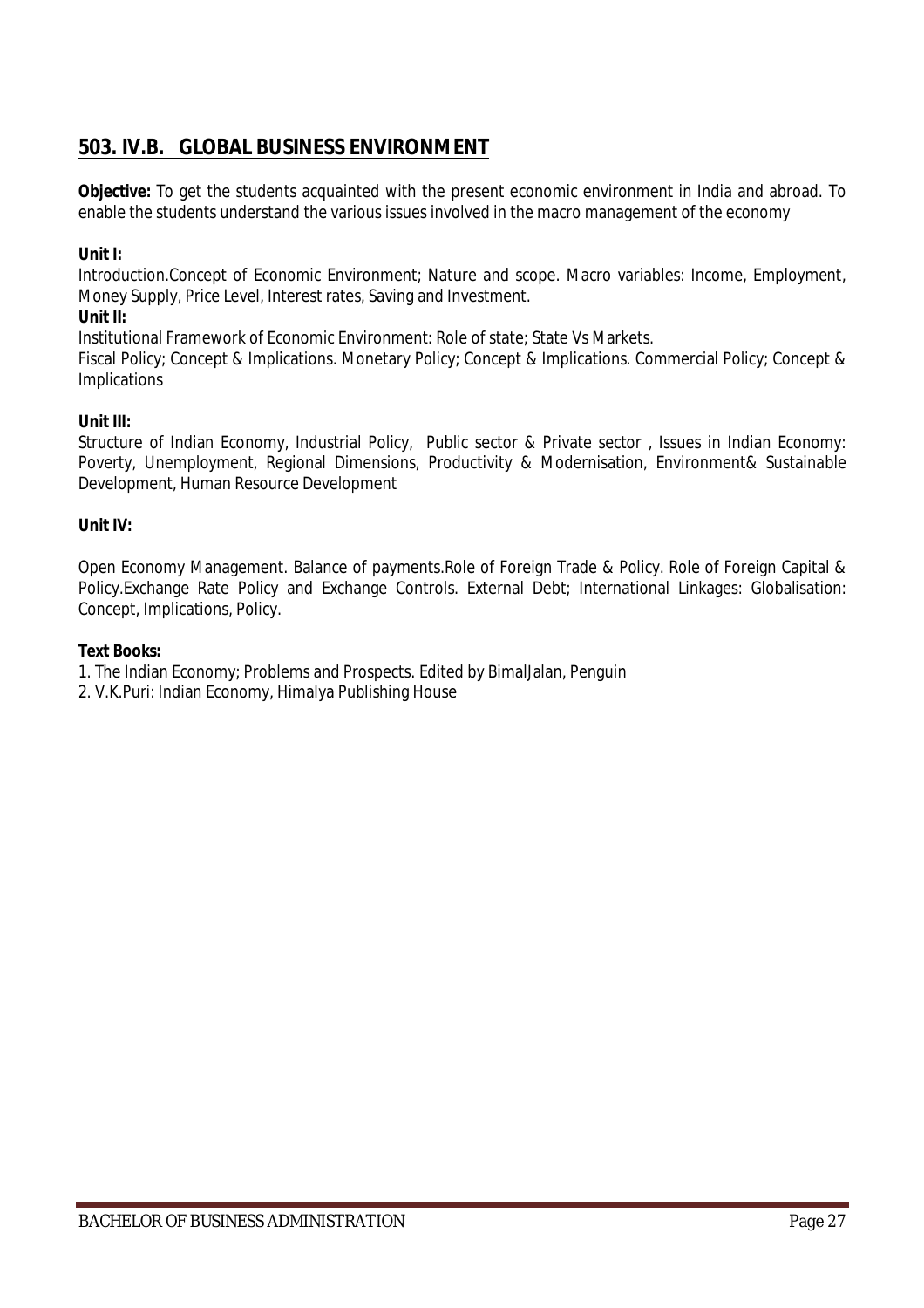## 503. IV.B. GLOBAL BUSINESS ENVIRONMENT

**Objective:** To get the students acquainted with the present economic environment in India and abroad. To enable the students understand the various issues involved in the macro management of the economy

**Unit I:**

Introduction.Concept of Economic Environment; Nature and scope. Macro variables: Income, Employment, Money Supply, Price Level, Interest rates, Saving and Investment.

**Unit II:**

Institutional Framework of Economic Environment: Role of state; State Vs Markets.

Fiscal Policy; Concept & Implications. Monetary Policy; Concept & Implications. Commercial Policy; Concept & Implications

**Unit III:**

Structure of Indian Economy, Industrial Policy, Public sector & Private sector , Issues in Indian Economy: Poverty, Unemployment, Regional Dimensions, Productivity & Modernisation, Environment& Sustainable Development, Human Resource Development

**Unit IV:**

Open Economy Management. Balance of payments.Role of Foreign Trade & Policy. Role of Foreign Capital & Policy.Exchange Rate Policy and Exchange Controls. External Debt; International Linkages: Globalisation: Concept, Implications, Policy.

**Text Books:**

1. The Indian Economy; Problems and Prospects. Edited by BimalJalan, Penguin
2. V.K.Puri: Indian Economy, Himalya Publishing House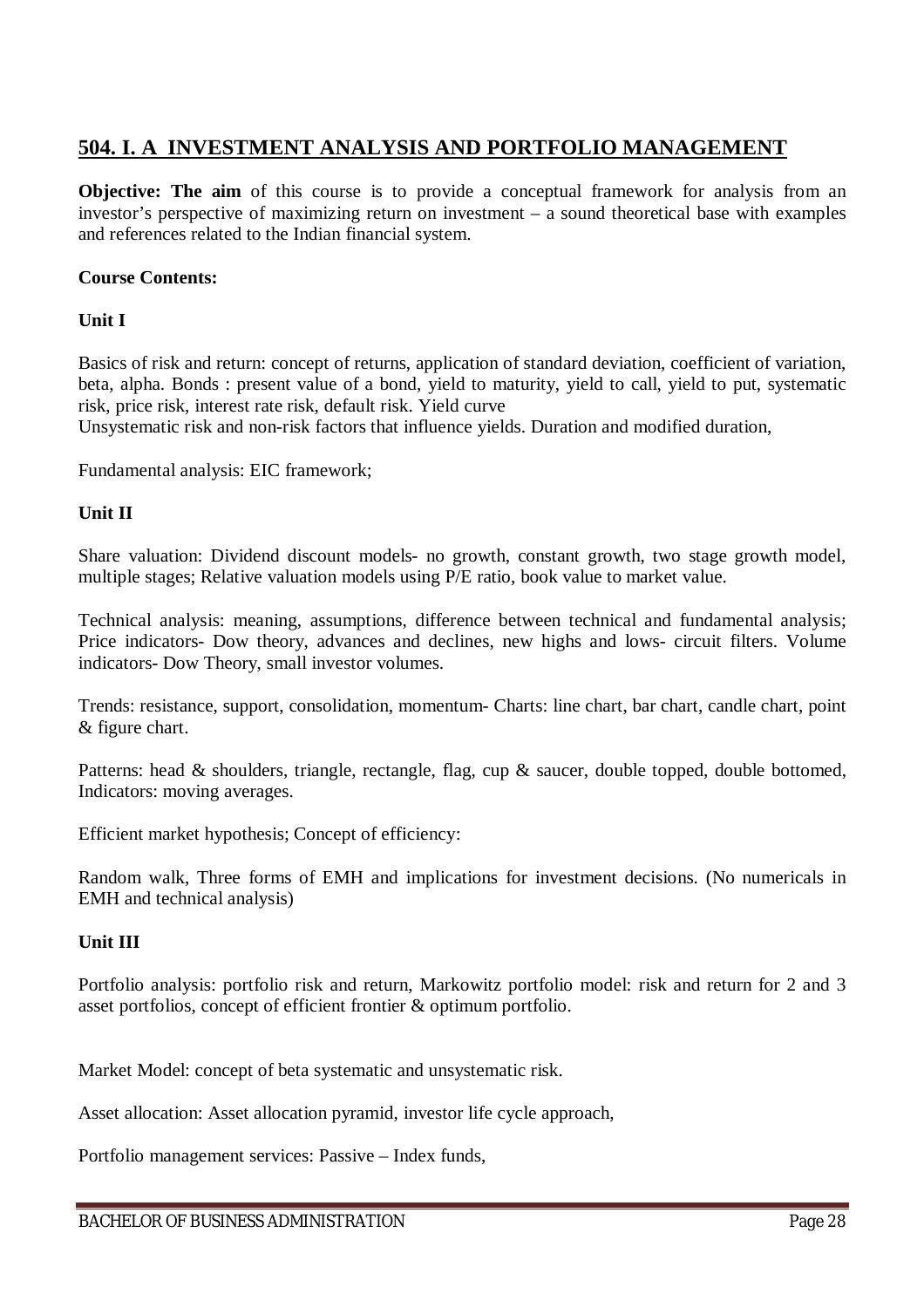## 504. I. A INVESTMENT ANALYSIS AND PORTFOLIO MANAGEMENT

**Objective: The aim** of this course is to provide a conceptual framework for analysis from an investor's perspective of maximizing return on investment – a sound theoretical base with examples and references related to the Indian financial system.

**Course Contents:**

**Unit I**

Basics of risk and return: concept of returns, application of standard deviation, coefficient of variation, beta, alpha. Bonds : present value of a bond, yield to maturity, yield to call, yield to put, systematic risk, price risk, interest rate risk, default risk. Yield curve
Unsystematic risk and non-risk factors that influence yields. Duration and modified duration,

Fundamental analysis: EIC framework;

**Unit II**

Share valuation: Dividend discount models- no growth, constant growth, two stage growth model, multiple stages; Relative valuation models using P/E ratio, book value to market value.

Technical analysis: meaning, assumptions, difference between technical and fundamental analysis; Price indicators- Dow theory, advances and declines, new highs and lows- circuit filters. Volume indicators- Dow Theory, small investor volumes.

Trends: resistance, support, consolidation, momentum- Charts: line chart, bar chart, candle chart, point & figure chart.

Patterns: head & shoulders, triangle, rectangle, flag, cup & saucer, double topped, double bottomed, Indicators: moving averages.

Efficient market hypothesis; Concept of efficiency:

Random walk, Three forms of EMH and implications for investment decisions. (No numericals in EMH and technical analysis)

**Unit III**

Portfolio analysis: portfolio risk and return, Markowitz portfolio model: risk and return for 2 and 3 asset portfolios, concept of efficient frontier & optimum portfolio.

Market Model: concept of beta systematic and unsystematic risk.

Asset allocation: Asset allocation pyramid, investor life cycle approach,

Portfolio management services: Passive – Index funds,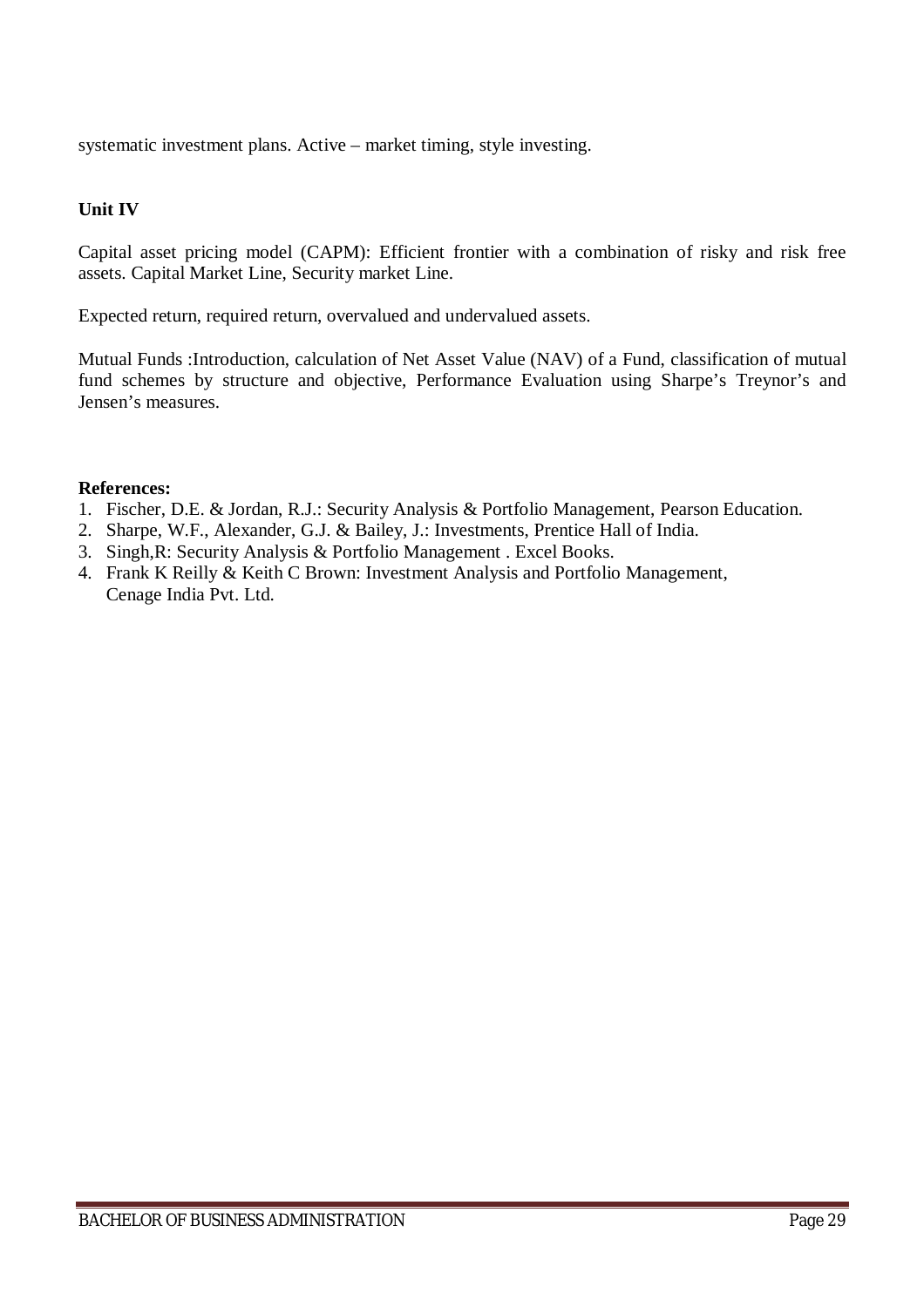systematic investment plans. Active – market timing, style investing.

**Unit IV**

Capital asset pricing model (CAPM): Efficient frontier with a combination of risky and risk free assets. Capital Market Line, Security market Line.

Expected return, required return, overvalued and undervalued assets.

Mutual Funds :Introduction, calculation of Net Asset Value (NAV) of a Fund, classification of mutual fund schemes by structure and objective, Performance Evaluation using Sharpe's Treynor's and Jensen's measures.

**References:**

1. Fischer, D.E. & Jordan, R.J.: Security Analysis & Portfolio Management, Pearson Education.
2. Sharpe, W.F., Alexander, G.J. & Bailey, J.: Investments, Prentice Hall of India.
3. Singh,R: Security Analysis & Portfolio Management . Excel Books.
4. Frank K Reilly & Keith C Brown: Investment Analysis and Portfolio Management, Cenage India Pvt. Ltd.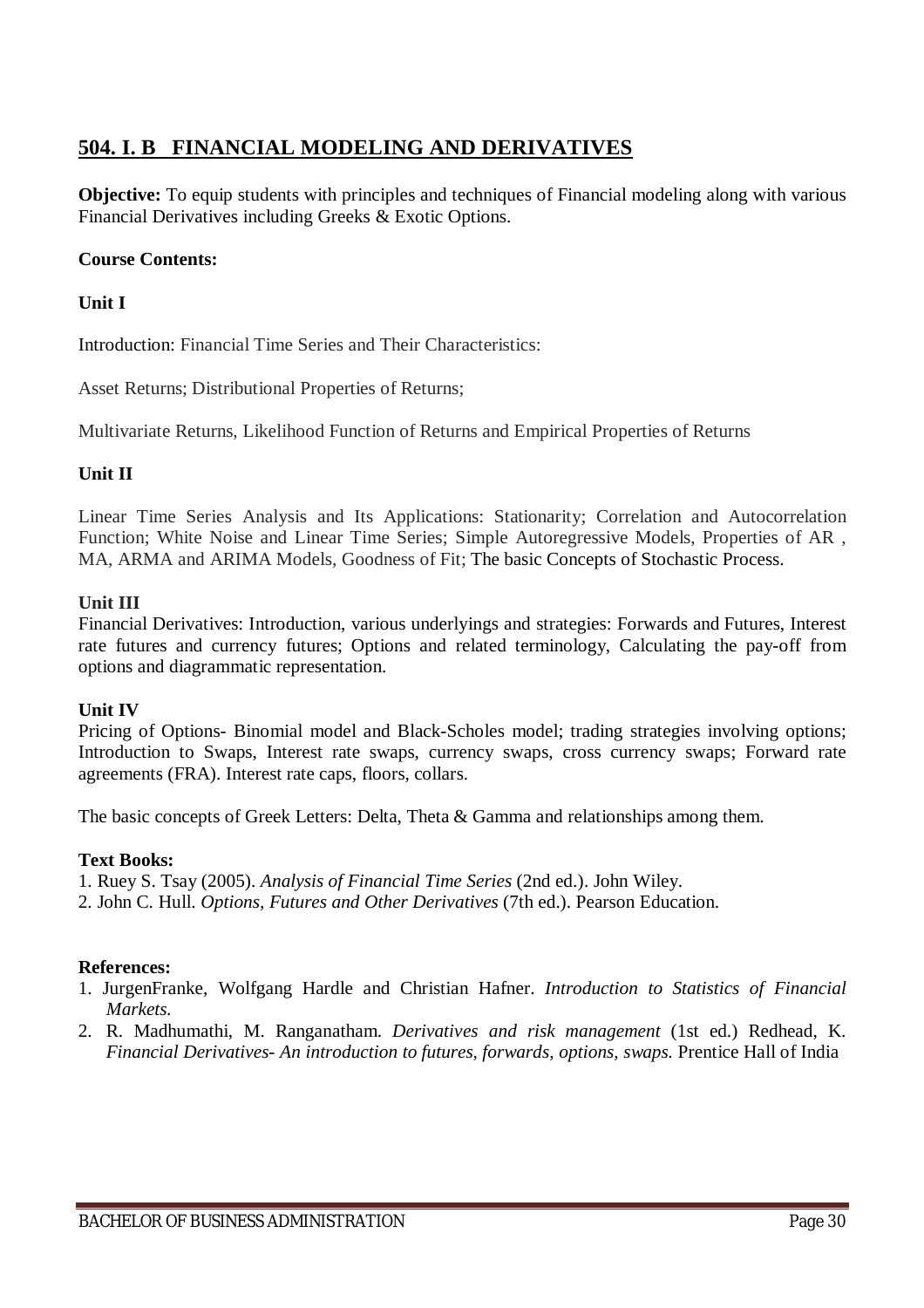## 504. I. B FINANCIAL MODELING AND DERIVATIVES

**Objective:** To equip students with principles and techniques of Financial modeling along with various Financial Derivatives including Greeks & Exotic Options.

**Course Contents:**

**Unit I**

Introduction: Financial Time Series and Their Characteristics:

Asset Returns; Distributional Properties of Returns;

Multivariate Returns, Likelihood Function of Returns and Empirical Properties of Returns

**Unit II**

Linear Time Series Analysis and Its Applications: Stationarity; Correlation and Autocorrelation Function; White Noise and Linear Time Series; Simple Autoregressive Models, Properties of AR , MA, ARMA and ARIMA Models, Goodness of Fit; The basic Concepts of Stochastic Process.

**Unit III**

Financial Derivatives: Introduction, various underlyings and strategies: Forwards and Futures, Interest rate futures and currency futures; Options and related terminology, Calculating the pay-off from options and diagrammatic representation.

**Unit IV**

Pricing of Options- Binomial model and Black-Scholes model; trading strategies involving options; Introduction to Swaps, Interest rate swaps, currency swaps, cross currency swaps; Forward rate agreements (FRA). Interest rate caps, floors, collars.

The basic concepts of Greek Letters: Delta, Theta & Gamma and relationships among them.

**Text Books:**

1. Ruey S. Tsay (2005). *Analysis of Financial Time Series* (2nd ed.). John Wiley.
2. John C. Hull. *Options, Futures and Other Derivatives* (7th ed.). Pearson Education.

**References:**

1. JurgenFranke, Wolfgang Hardle and Christian Hafner. *Introduction to Statistics of Financial Markets.*
2. R. Madhumathi, M. Ranganatham. *Derivatives and risk management* (1st ed.) Redhead, K. *Financial Derivatives- An introduction to futures, forwards, options, swaps.* Prentice Hall of India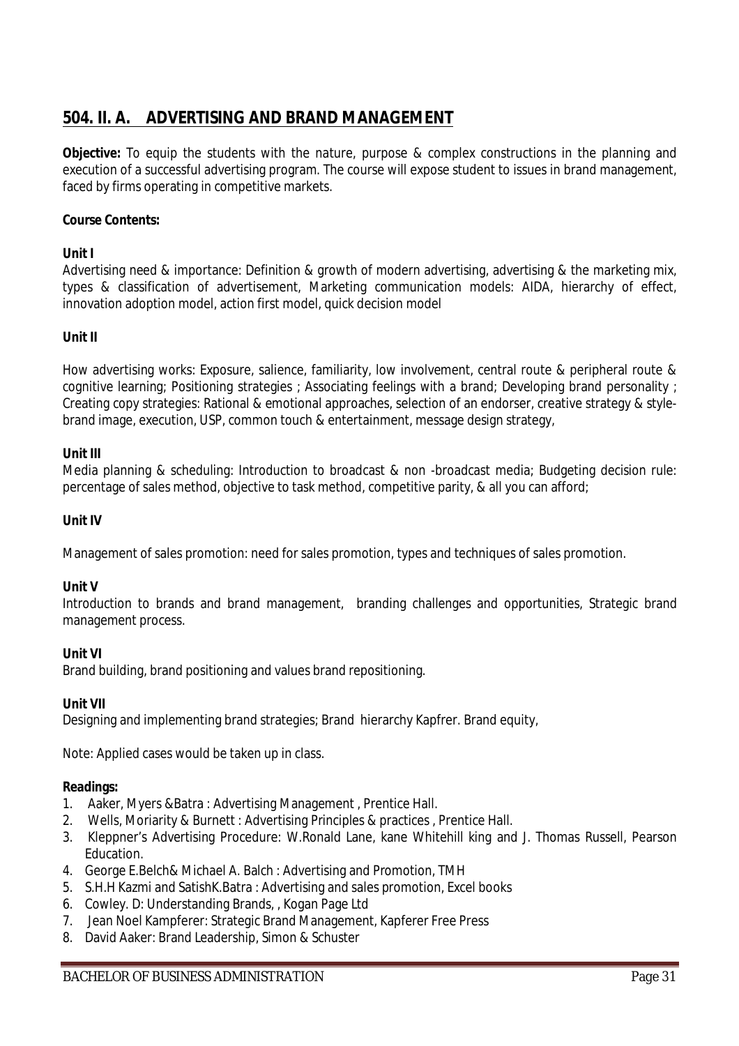## 504. II. A. ADVERTISING AND BRAND MANAGEMENT

**Objective:** To equip the students with the nature, purpose & complex constructions in the planning and execution of a successful advertising program. The course will expose student to issues in brand management, faced by firms operating in competitive markets.

**Course Contents:**

**Unit I**

Advertising need & importance: Definition & growth of modern advertising, advertising & the marketing mix, types & classification of advertisement, Marketing communication models: AIDA, hierarchy of effect, innovation adoption model, action first model, quick decision model

**Unit II**

How advertising works: Exposure, salience, familiarity, low involvement, central route & peripheral route & cognitive learning; Positioning strategies ; Associating feelings with a brand; Developing brand personality ; Creating copy strategies: Rational & emotional approaches, selection of an endorser, creative strategy & style-brand image, execution, USP, common touch & entertainment, message design strategy,

**Unit III**

Media planning & scheduling: Introduction to broadcast & non -broadcast media; Budgeting decision rule: percentage of sales method, objective to task method, competitive parity, & all you can afford;

**Unit IV**

Management of sales promotion: need for sales promotion, types and techniques of sales promotion.

**Unit V**

Introduction to brands and brand management, branding challenges and opportunities, Strategic brand management process.

**Unit VI**

Brand building, brand positioning and values brand repositioning.

**Unit VII**

Designing and implementing brand strategies; Brand hierarchy Kapfrer. Brand equity,

Note: Applied cases would be taken up in class.

**Readings:**

1. Aaker, Myers &Batra : Advertising Management , Prentice Hall.
2. Wells, Moriarity & Burnett : Advertising Principles & practices , Prentice Hall.
3. Kleppner's Advertising Procedure: W.Ronald Lane, kane Whitehill king and J. Thomas Russell, Pearson Education.
4. George E.Belch& Michael A. Balch : Advertising and Promotion, TMH
5. S.H.H Kazmi and SatishK.Batra : Advertising and sales promotion, Excel books
6. Cowley. D: Understanding Brands, , Kogan Page Ltd
7. Jean Noel Kampferer: Strategic Brand Management, Kapferer Free Press
8. David Aaker: Brand Leadership, Simon & Schuster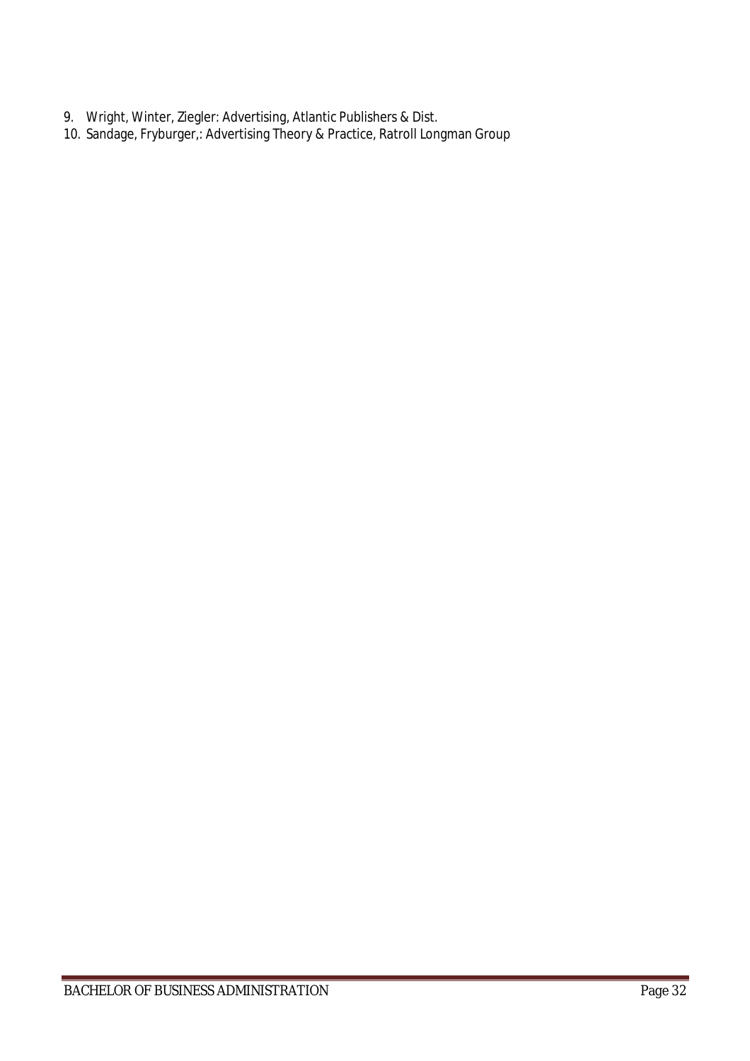9. Wright, Winter, Ziegler: Advertising, Atlantic Publishers & Dist.
10. Sandage, Fryburger,: Advertising Theory & Practice, Ratroll Longman Group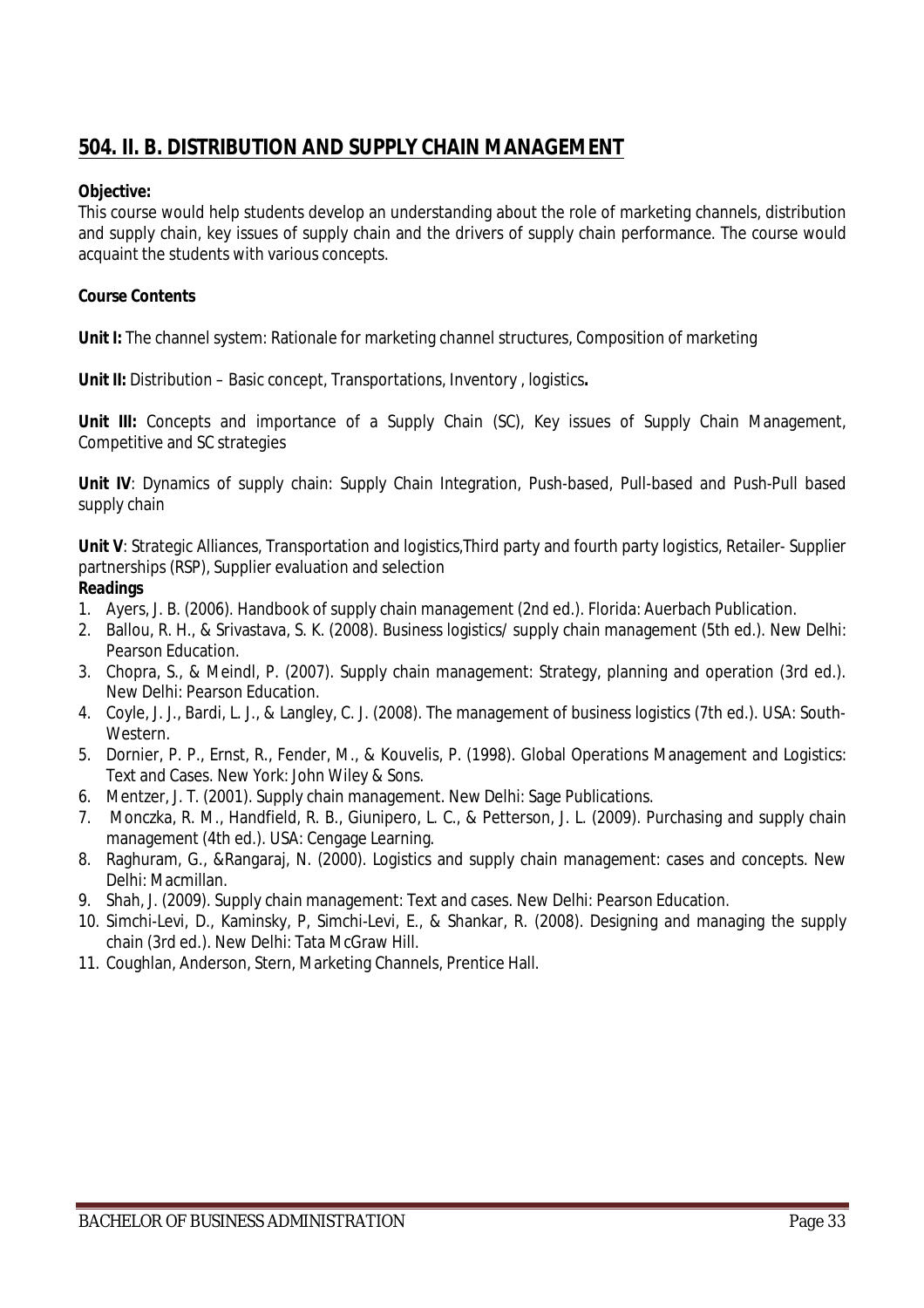## 504. II. B. DISTRIBUTION AND SUPPLY CHAIN MANAGEMENT

**Objective:**
This course would help students develop an understanding about the role of marketing channels, distribution and supply chain, key issues of supply chain and the drivers of supply chain performance. The course would acquaint the students with various concepts.

**Course Contents**

**Unit I:** The channel system: Rationale for marketing channel structures, Composition of marketing

**Unit II:** Distribution – Basic concept, Transportations, Inventory , logistics**.**

**Unit III:** Concepts and importance of a Supply Chain (SC), Key issues of Supply Chain Management, Competitive and SC strategies

**Unit IV**: Dynamics of supply chain: Supply Chain Integration, Push-based, Pull-based and Push-Pull based supply chain

**Unit V**: Strategic Alliances, Transportation and logistics,Third party and fourth party logistics, Retailer- Supplier partnerships (RSP), Supplier evaluation and selection

**Readings**

1. Ayers, J. B. (2006). Handbook of supply chain management (2nd ed.). Florida: Auerbach Publication.
2. Ballou, R. H., & Srivastava, S. K. (2008). Business logistics/ supply chain management (5th ed.). New Delhi: Pearson Education.
3. Chopra, S., & Meindl, P. (2007). Supply chain management: Strategy, planning and operation (3rd ed.). New Delhi: Pearson Education.
4. Coyle, J. J., Bardi, L. J., & Langley, C. J. (2008). The management of business logistics (7th ed.). USA: South-Western.
5. Dornier, P. P., Ernst, R., Fender, M., & Kouvelis, P. (1998). Global Operations Management and Logistics: Text and Cases. New York: John Wiley & Sons.
6. Mentzer, J. T. (2001). Supply chain management. New Delhi: Sage Publications.
7. Monczka, R. M., Handfield, R. B., Giunipero, L. C., & Petterson, J. L. (2009). Purchasing and supply chain management (4th ed.). USA: Cengage Learning.
8. Raghuram, G., &Rangaraj, N. (2000). Logistics and supply chain management: cases and concepts. New Delhi: Macmillan.
9. Shah, J. (2009). Supply chain management: Text and cases. New Delhi: Pearson Education.
10. Simchi-Levi, D., Kaminsky, P, Simchi-Levi, E., & Shankar, R. (2008). Designing and managing the supply chain (3rd ed.). New Delhi: Tata McGraw Hill.
11. Coughlan, Anderson, Stern, Marketing Channels, Prentice Hall.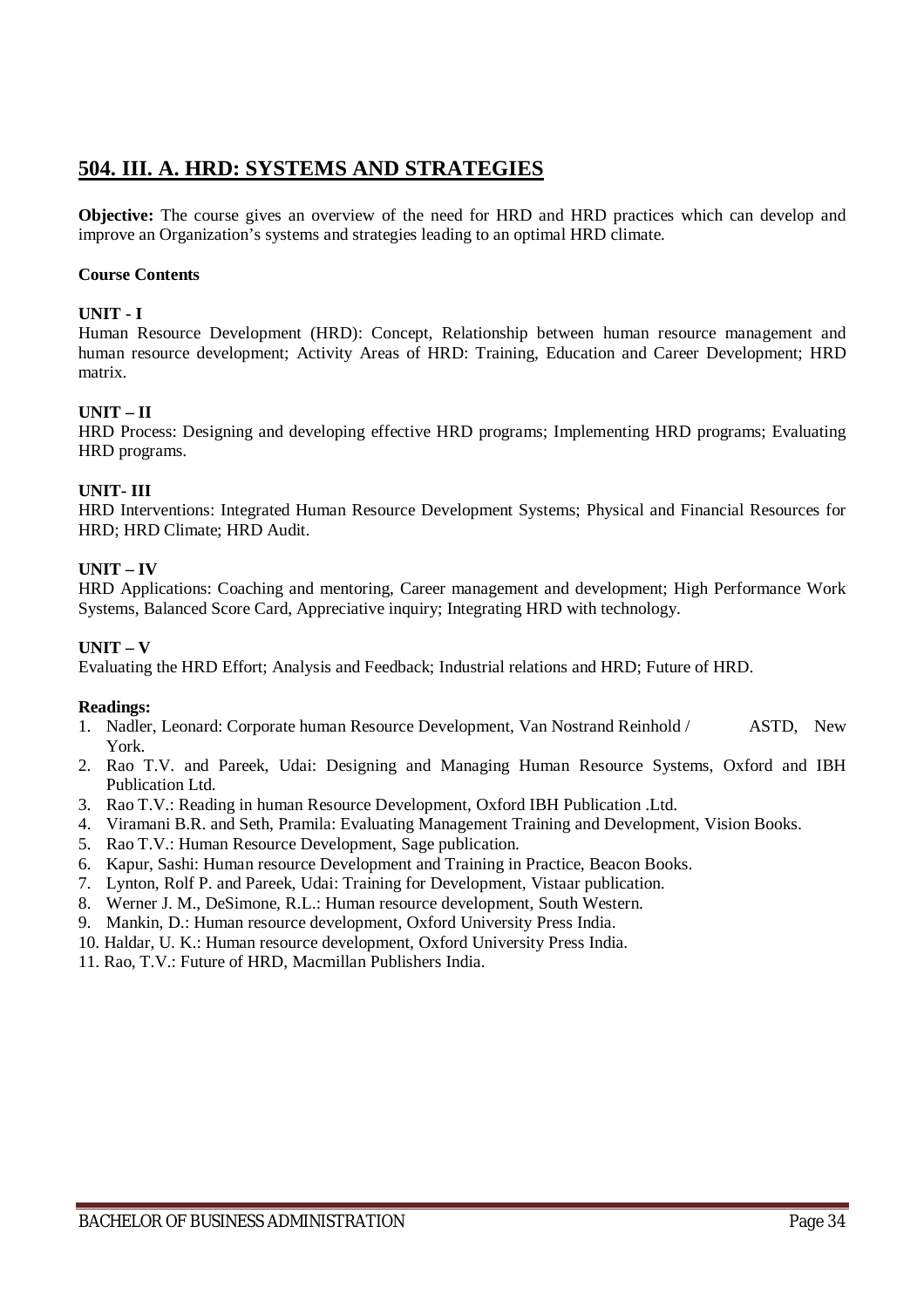## 504. III. A. HRD: SYSTEMS AND STRATEGIES

**Objective:** The course gives an overview of the need for HRD and HRD practices which can develop and improve an Organization's systems and strategies leading to an optimal HRD climate.

**Course Contents**

**UNIT - I**

Human Resource Development (HRD): Concept, Relationship between human resource management and human resource development; Activity Areas of HRD: Training, Education and Career Development; HRD matrix.

**UNIT – II**

HRD Process: Designing and developing effective HRD programs; Implementing HRD programs; Evaluating HRD programs.

**UNIT- III**

HRD Interventions: Integrated Human Resource Development Systems; Physical and Financial Resources for HRD; HRD Climate; HRD Audit.

**UNIT – IV**

HRD Applications: Coaching and mentoring, Career management and development; High Performance Work Systems, Balanced Score Card, Appreciative inquiry; Integrating HRD with technology.

**UNIT – V**

Evaluating the HRD Effort; Analysis and Feedback; Industrial relations and HRD; Future of HRD.

**Readings:**

1. Nadler, Leonard: Corporate human Resource Development, Van Nostrand Reinhold / ASTD, New York.
2. Rao T.V. and Pareek, Udai: Designing and Managing Human Resource Systems, Oxford and IBH Publication Ltd.
3. Rao T.V.: Reading in human Resource Development, Oxford IBH Publication .Ltd.
4. Viramani B.R. and Seth, Pramila: Evaluating Management Training and Development, Vision Books.
5. Rao T.V.: Human Resource Development, Sage publication.
6. Kapur, Sashi: Human resource Development and Training in Practice, Beacon Books.
7. Lynton, Rolf P. and Pareek, Udai: Training for Development, Vistaar publication.
8. Werner J. M., DeSimone, R.L.: Human resource development, South Western.
9. Mankin, D.: Human resource development, Oxford University Press India.
10. Haldar, U. K.: Human resource development, Oxford University Press India.
11. Rao, T.V.: Future of HRD, Macmillan Publishers India.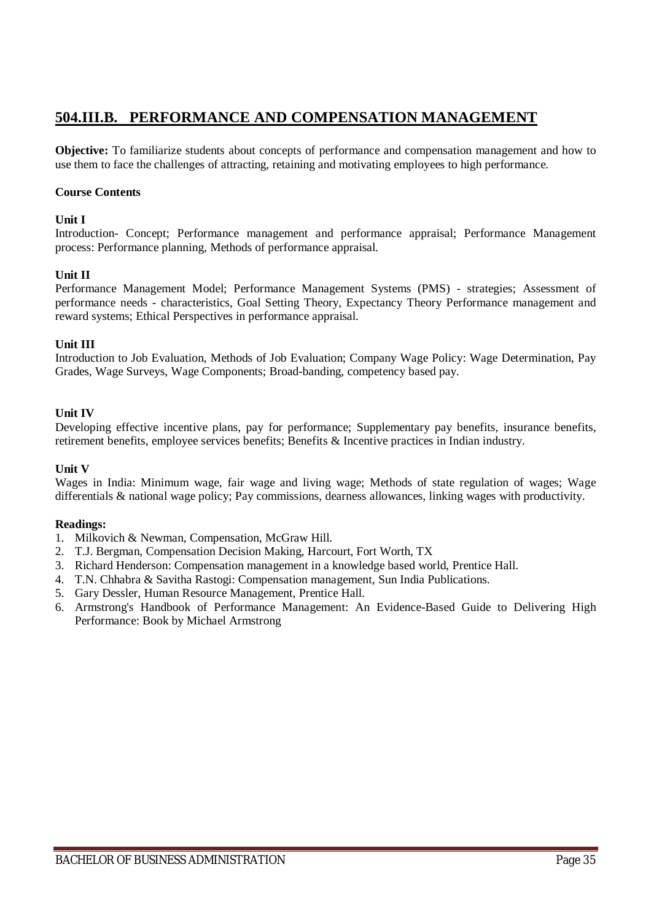# 504.III.B. PERFORMANCE AND COMPENSATION MANAGEMENT

**Objective:** To familiarize students about concepts of performance and compensation management and how to use them to face the challenges of attracting, retaining and motivating employees to high performance.

**Course Contents**

**Unit I**

Introduction- Concept; Performance management and performance appraisal; Performance Management process: Performance planning, Methods of performance appraisal.

**Unit II**

Performance Management Model; Performance Management Systems (PMS) - strategies; Assessment of performance needs - characteristics, Goal Setting Theory, Expectancy Theory Performance management and reward systems; Ethical Perspectives in performance appraisal.

**Unit III**

Introduction to Job Evaluation, Methods of Job Evaluation; Company Wage Policy: Wage Determination, Pay Grades, Wage Surveys, Wage Components; Broad-banding, competency based pay.

**Unit IV**

Developing effective incentive plans, pay for performance; Supplementary pay benefits, insurance benefits, retirement benefits, employee services benefits; Benefits & Incentive practices in Indian industry.

**Unit V**

Wages in India: Minimum wage, fair wage and living wage; Methods of state regulation of wages; Wage differentials & national wage policy; Pay commissions, dearness allowances, linking wages with productivity.

**Readings:**

1. Milkovich & Newman, Compensation, McGraw Hill.
2. T.J. Bergman, Compensation Decision Making, Harcourt, Fort Worth, TX
3. Richard Henderson: Compensation management in a knowledge based world, Prentice Hall.
4. T.N. Chhabra & Savitha Rastogi: Compensation management, Sun India Publications.
5. Gary Dessler, Human Resource Management, Prentice Hall.
6. Armstrong's Handbook of Performance Management: An Evidence-Based Guide to Delivering High Performance: Book by Michael Armstrong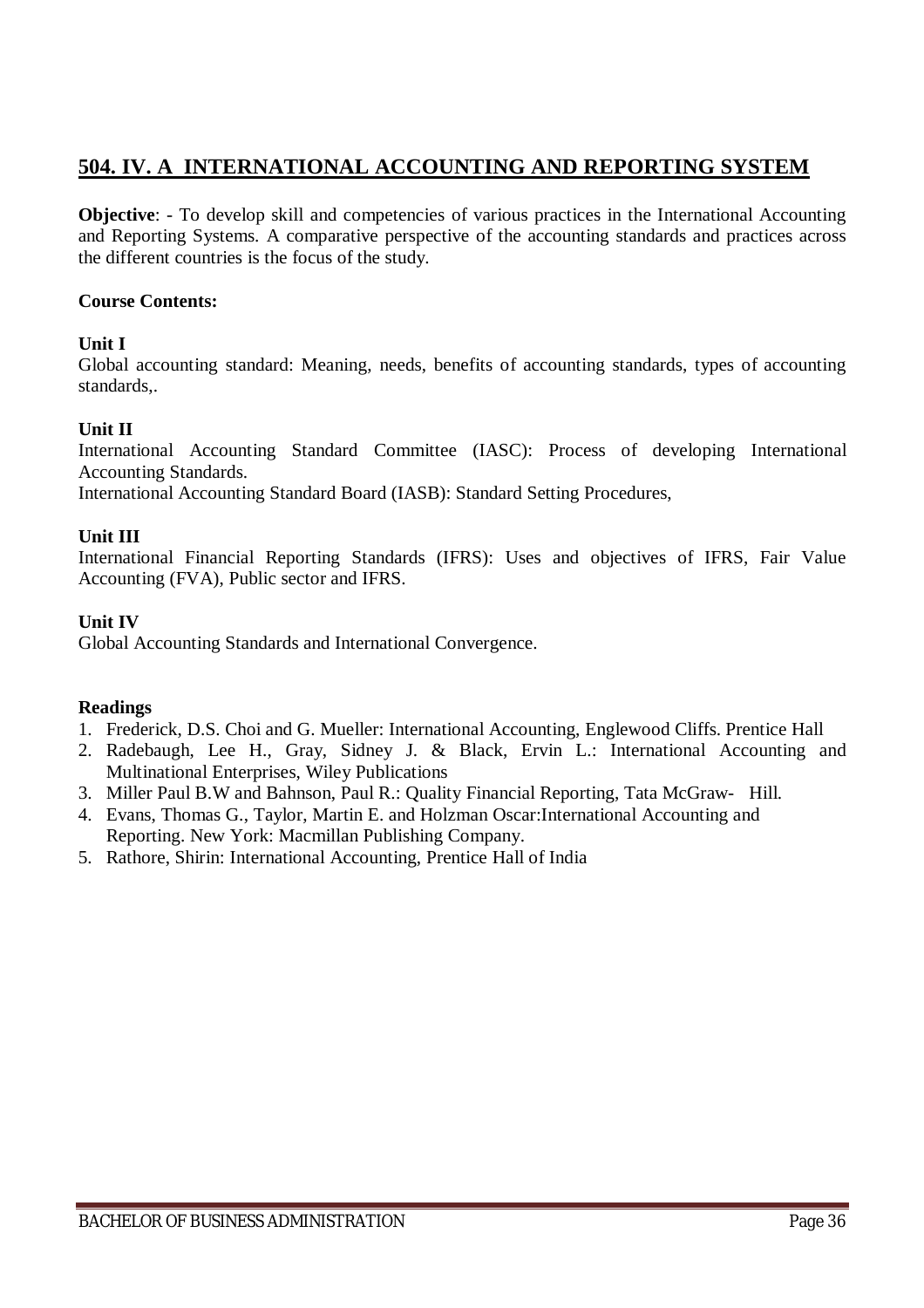## 504. IV. A INTERNATIONAL ACCOUNTING AND REPORTING SYSTEM

**Objective**: - To develop skill and competencies of various practices in the International Accounting and Reporting Systems. A comparative perspective of the accounting standards and practices across the different countries is the focus of the study.

**Course Contents:**

**Unit I**

Global accounting standard: Meaning, needs, benefits of accounting standards, types of accounting standards,.

**Unit II**

International Accounting Standard Committee (IASC): Process of developing International Accounting Standards.

International Accounting Standard Board (IASB): Standard Setting Procedures,

**Unit III**

International Financial Reporting Standards (IFRS): Uses and objectives of IFRS, Fair Value Accounting (FVA), Public sector and IFRS.

**Unit IV**

Global Accounting Standards and International Convergence.

**Readings**

1. Frederick, D.S. Choi and G. Mueller: International Accounting, Englewood Cliffs. Prentice Hall
2. Radebaugh, Lee H., Gray, Sidney J. & Black, Ervin L.: International Accounting and Multinational Enterprises, Wiley Publications
3. Miller Paul B.W and Bahnson, Paul R.: Quality Financial Reporting, Tata McGraw- Hill.
4. Evans, Thomas G., Taylor, Martin E. and Holzman Oscar:International Accounting and Reporting. New York: Macmillan Publishing Company.
5. Rathore, Shirin: International Accounting, Prentice Hall of India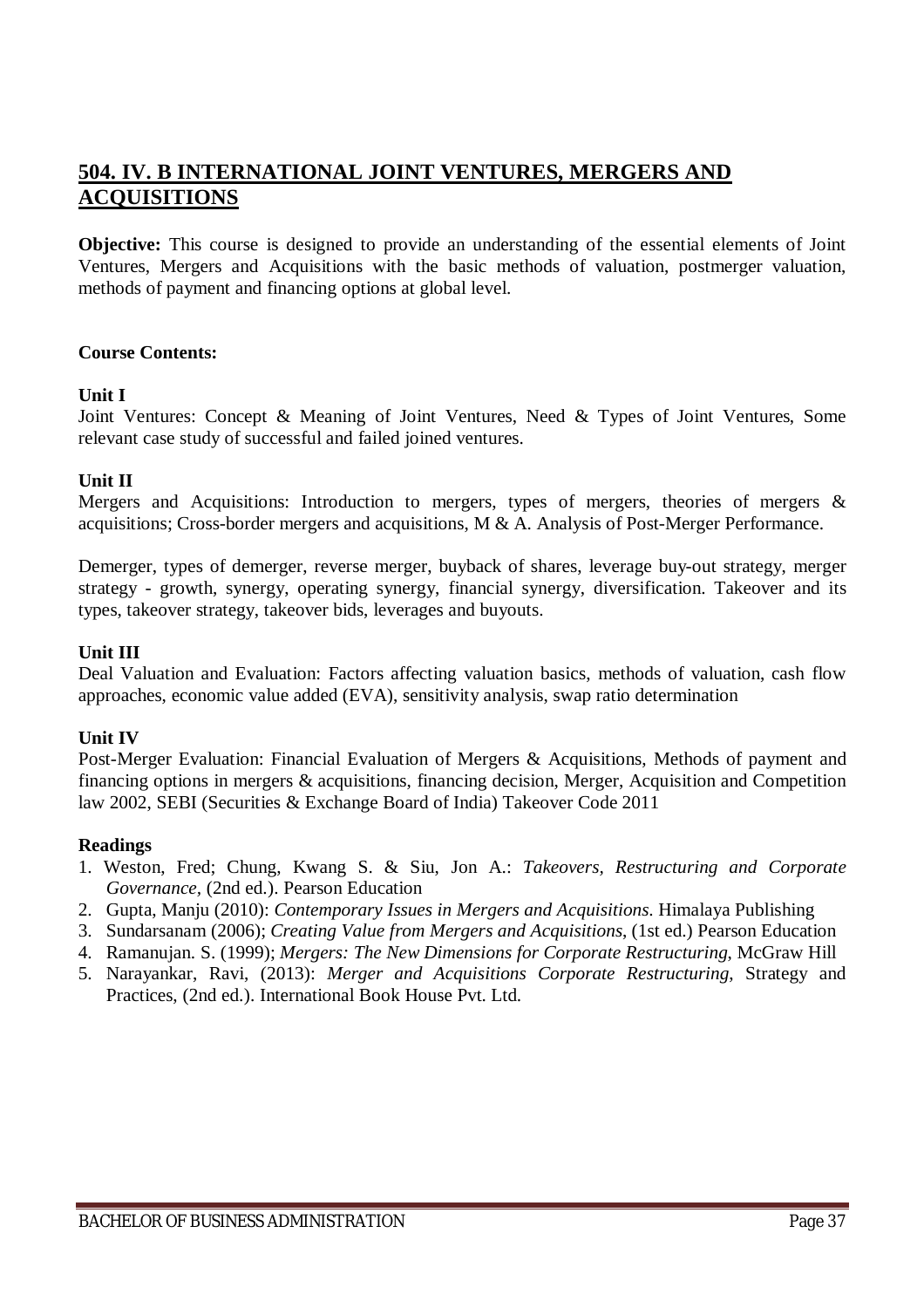## 504. IV. B INTERNATIONAL JOINT VENTURES, MERGERS AND ACQUISITIONS

**Objective:** This course is designed to provide an understanding of the essential elements of Joint Ventures, Mergers and Acquisitions with the basic methods of valuation, postmerger valuation, methods of payment and financing options at global level.

**Course Contents:**

**Unit I**

Joint Ventures: Concept & Meaning of Joint Ventures, Need & Types of Joint Ventures, Some relevant case study of successful and failed joined ventures.

**Unit II**

Mergers and Acquisitions: Introduction to mergers, types of mergers, theories of mergers & acquisitions; Cross-border mergers and acquisitions, M & A. Analysis of Post-Merger Performance.

Demerger, types of demerger, reverse merger, buyback of shares, leverage buy-out strategy, merger strategy - growth, synergy, operating synergy, financial synergy, diversification. Takeover and its types, takeover strategy, takeover bids, leverages and buyouts.

**Unit III**

Deal Valuation and Evaluation: Factors affecting valuation basics, methods of valuation, cash flow approaches, economic value added (EVA), sensitivity analysis, swap ratio determination

**Unit IV**

Post-Merger Evaluation: Financial Evaluation of Mergers & Acquisitions, Methods of payment and financing options in mergers & acquisitions, financing decision, Merger, Acquisition and Competition law 2002, SEBI (Securities & Exchange Board of India) Takeover Code 2011

**Readings**

1. Weston, Fred; Chung, Kwang S. & Siu, Jon A.: *Takeovers, Restructuring and Corporate Governance,* (2nd ed.). Pearson Education
2. Gupta, Manju (2010): *Contemporary Issues in Mergers and Acquisitions.* Himalaya Publishing
3. Sundarsanam (2006); *Creating Value from Mergers and Acquisitions*, (1st ed.) Pearson Education
4. Ramanujan. S. (1999); *Mergers: The New Dimensions for Corporate Restructuring*, McGraw Hill
5. Narayankar, Ravi, (2013): *Merger and Acquisitions Corporate Restructuring*, Strategy and Practices, (2nd ed.). International Book House Pvt. Ltd.